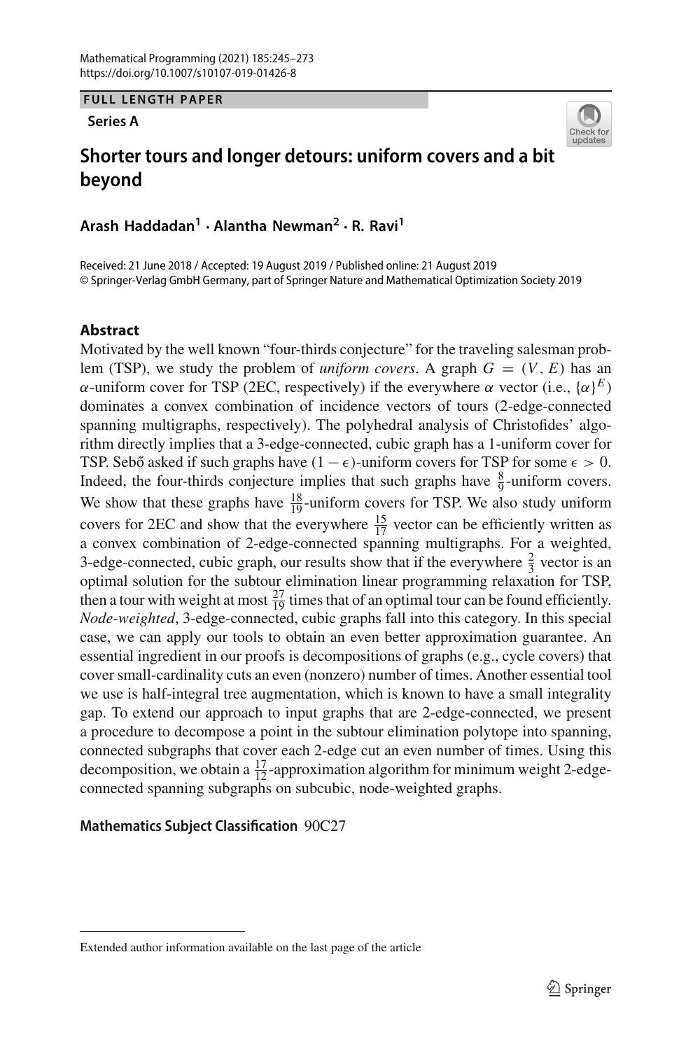FULL LENGTH PAPER

**Series A**

# Shorter tours and longer detours: uniform covers and a bit beyond

**Arash Haddadan**[1] **· Alantha Newman**[2] **· R. Ravi**[1]

Received: 21 June 2018 / Accepted: 19 August 2019 / Published online: 21 August 2019
© Springer-Verlag GmbH Germany, part of Springer Nature and Mathematical Optimization Society 2019

## Abstract

Motivated by the well known "four-thirds conjecture" for the traveling salesman problem (TSP), we study the problem of *uniform covers*. A graph $G = (V, E)$ has an $\alpha$-uniform cover for TSP (2EC, respectively) if the everywhere $\alpha$ vector (i.e., $\{\alpha\}^E$) dominates a convex combination of incidence vectors of tours (2-edge-connected spanning multigraphs, respectively). The polyhedral analysis of Christofides' algorithm directly implies that a 3-edge-connected, cubic graph has a 1-uniform cover for TSP. Sebő asked if such graphs have $(1-\epsilon)$-uniform covers for TSP for some $\epsilon > 0$. Indeed, the four-thirds conjecture implies that such graphs have $\frac{8}{9}$-uniform covers. We show that these graphs have $\frac{18}{19}$-uniform covers for TSP. We also study uniform covers for 2EC and show that the everywhere $\frac{15}{17}$ vector can be efficiently written as a convex combination of 2-edge-connected spanning multigraphs. For a weighted, 3-edge-connected, cubic graph, our results show that if the everywhere $\frac{2}{3}$ vector is an optimal solution for the subtour elimination linear programming relaxation for TSP, then a tour with weight at most $\frac{27}{19}$ times that of an optimal tour can be found efficiently. *Node-weighted*, 3-edge-connected, cubic graphs fall into this category. In this special case, we can apply our tools to obtain an even better approximation guarantee. An essential ingredient in our proofs is decompositions of graphs (e.g., cycle covers) that cover small-cardinality cuts an even (nonzero) number of times. Another essential tool we use is half-integral tree augmentation, which is known to have a small integrality gap. To extend our approach to input graphs that are 2-edge-connected, we present a procedure to decompose a point in the subtour elimination polytope into spanning, connected subgraphs that cover each 2-edge cut an even number of times. Using this decomposition, we obtain a $\frac{17}{12}$-approximation algorithm for minimum weight 2-edge-connected spanning subgraphs on subcubic, node-weighted graphs.

**Mathematics Subject Classification** 90C27

Extended author information available on the last page of the article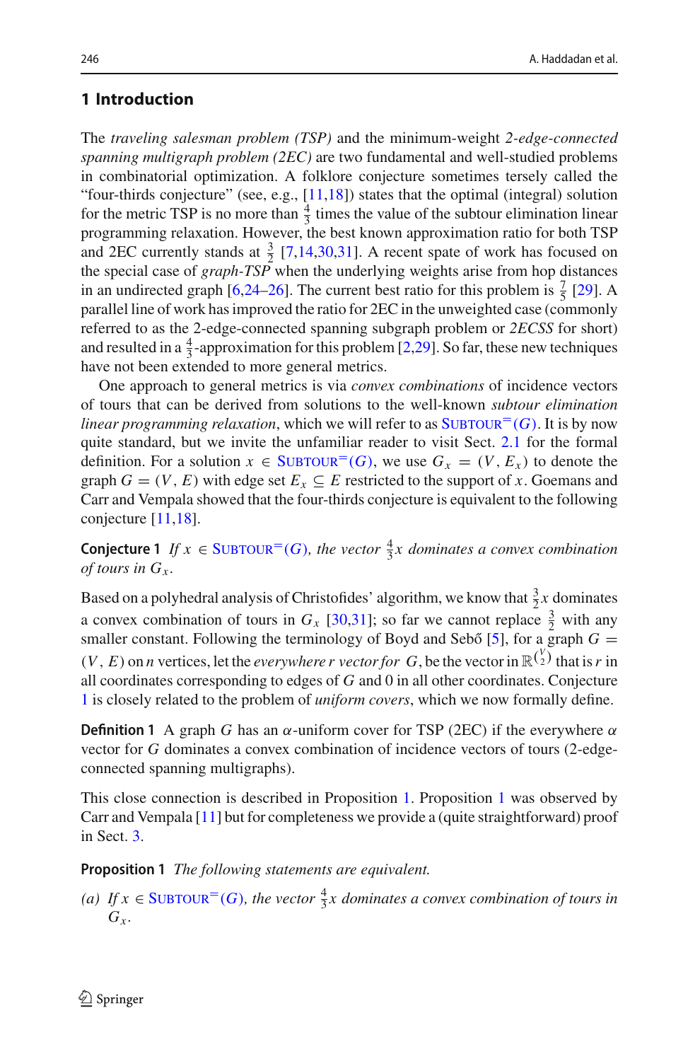## 1 Introduction

The *traveling salesman problem (TSP)* and the minimum-weight *2-edge-connected spanning multigraph problem (2EC)* are two fundamental and well-studied problems in combinatorial optimization. A folklore conjecture sometimes tersely called the "four-thirds conjecture" (see, e.g., [11,18]) states that the optimal (integral) solution for the metric TSP is no more than $\frac{4}{3}$ times the value of the subtour elimination linear programming relaxation. However, the best known approximation ratio for both TSP and 2EC currently stands at $\frac{3}{2}$ [7,14,30,31]. A recent spate of work has focused on the special case of *graph-TSP* when the underlying weights arise from hop distances in an undirected graph [6,24–26]. The current best ratio for this problem is $\frac{7}{5}$ [29]. A parallel line of work has improved the ratio for 2EC in the unweighted case (commonly referred to as the 2-edge-connected spanning subgraph problem or *2ECSS* for short) and resulted in a $\frac{4}{3}$-approximation for this problem [2,29]. So far, these new techniques have not been extended to more general metrics.

One approach to general metrics is via *convex combinations* of incidence vectors of tours that can be derived from solutions to the well-known *subtour elimination linear programming relaxation*, which we will refer to as $\text{SUBTOUR}^{=}(G)$. It is by now quite standard, but we invite the unfamiliar reader to visit Sect. 2.1 for the formal definition. For a solution $x \in \text{SUBTOUR}^{=}(G)$, we use $G_x = (V, E_x)$ to denote the graph $G = (V, E)$ with edge set $E_x \subseteq E$ restricted to the support of $x$. Goemans and Carr and Vempala showed that the four-thirds conjecture is equivalent to the following conjecture [11,18].

**Conjecture 1** *If $x \in \text{SUBTOUR}^{=}(G)$, the vector $\frac{4}{3}x$ dominates a convex combination of tours in $G_x$.*

Based on a polyhedral analysis of Christofides' algorithm, we know that $\frac{3}{2}x$ dominates a convex combination of tours in $G_x$ [30,31]; so far we cannot replace $\frac{3}{2}$ with any smaller constant. Following the terminology of Boyd and Sebő [5], for a graph $G = (V, E)$ on $n$ vertices, let the *everywhere r vector for G*, be the vector in $\mathbb{R}^{\binom{V}{2}}$ that is $r$ in all coordinates corresponding to edges of $G$ and 0 in all other coordinates. Conjecture 1 is closely related to the problem of *uniform covers*, which we now formally define.

**Definition 1** A graph $G$ has an $\alpha$-uniform cover for TSP (2EC) if the everywhere $\alpha$ vector for $G$ dominates a convex combination of incidence vectors of tours (2-edge-connected spanning multigraphs).

This close connection is described in Proposition 1. Proposition 1 was observed by Carr and Vempala [11] but for completeness we provide a (quite straightforward) proof in Sect. 3.

**Proposition 1** *The following statements are equivalent.*

*(a) If $x \in \text{SUBTOUR}^{=}(G)$, the vector $\frac{4}{3}x$ dominates a convex combination of tours in $G_x$.*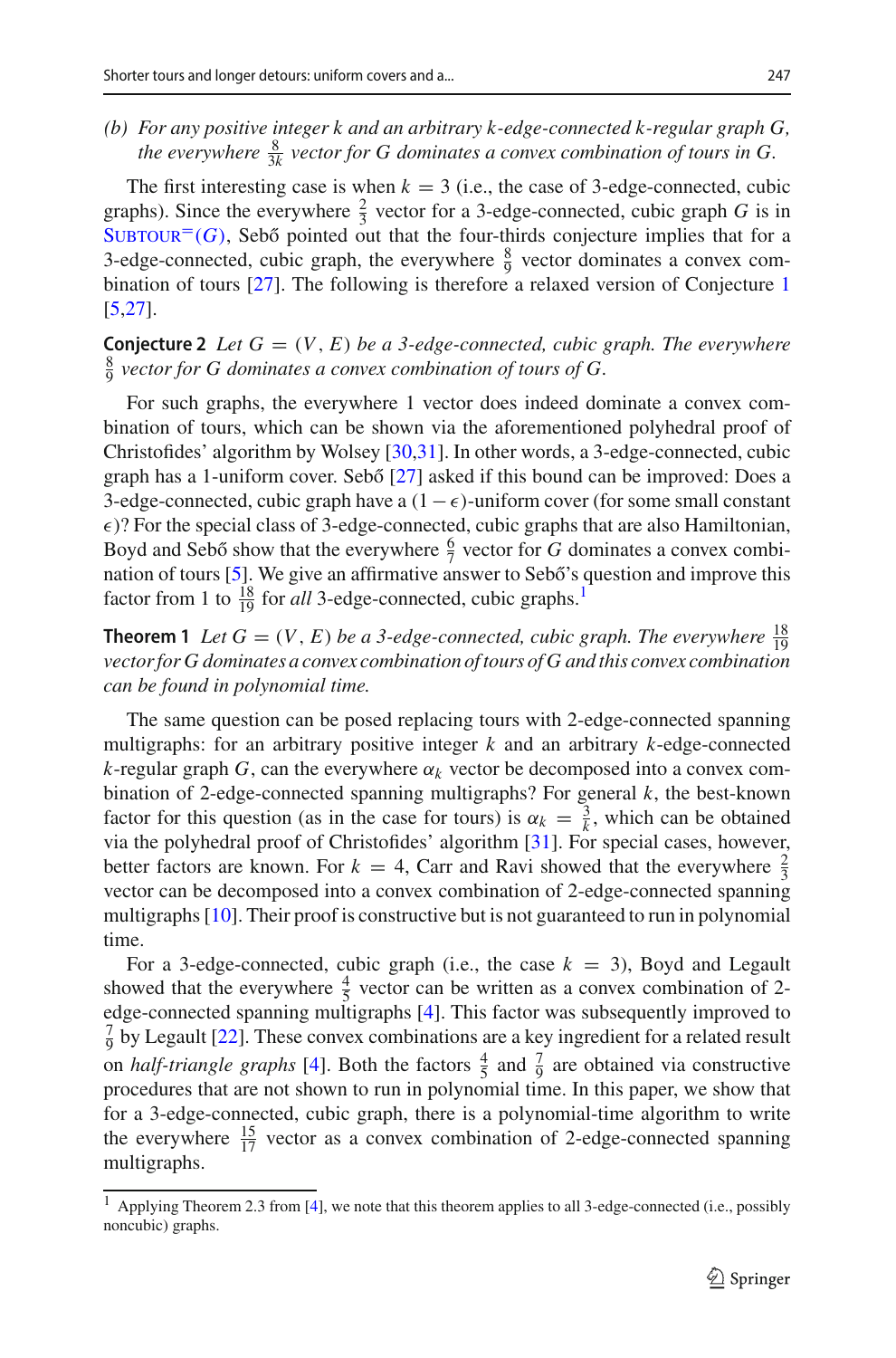*(b) For any positive integer k and an arbitrary k-edge-connected k-regular graph G, the everywhere $\frac{8}{3k}$ vector for G dominates a convex combination of tours in G.*

The first interesting case is when $k = 3$ (i.e., the case of 3-edge-connected, cubic graphs). Since the everywhere $\frac{2}{3}$ vector for a 3-edge-connected, cubic graph $G$ is in $\text{SUBTOUR}^{=}(G)$, Sebő pointed out that the four-thirds conjecture implies that for a 3-edge-connected, cubic graph, the everywhere $\frac{8}{9}$ vector dominates a convex combination of tours [27]. The following is therefore a relaxed version of Conjecture 1 [5,27].

**Conjecture 2** *Let $G = (V, E)$ be a 3-edge-connected, cubic graph. The everywhere $\frac{8}{9}$ vector for G dominates a convex combination of tours of G.*

For such graphs, the everywhere 1 vector does indeed dominate a convex combination of tours, which can be shown via the aforementioned polyhedral proof of Christofides' algorithm by Wolsey [30,31]. In other words, a 3-edge-connected, cubic graph has a 1-uniform cover. Sebő [27] asked if this bound can be improved: Does a 3-edge-connected, cubic graph have a $(1 - \epsilon)$-uniform cover (for some small constant $\epsilon$)? For the special class of 3-edge-connected, cubic graphs that are also Hamiltonian, Boyd and Sebő show that the everywhere $\frac{6}{7}$ vector for $G$ dominates a convex combination of tours [5]. We give an affirmative answer to Sebő's question and improve this factor from 1 to $\frac{18}{19}$ for *all* 3-edge-connected, cubic graphs.[1]

**Theorem 1** *Let $G = (V, E)$ be a 3-edge-connected, cubic graph. The everywhere $\frac{18}{19}$ vector for G dominates a convex combination of tours of G and this convex combination can be found in polynomial time.*

The same question can be posed replacing tours with 2-edge-connected spanning multigraphs: for an arbitrary positive integer $k$ and an arbitrary $k$-edge-connected $k$-regular graph $G$, can the everywhere $\alpha_k$ vector be decomposed into a convex combination of 2-edge-connected spanning multigraphs? For general $k$, the best-known factor for this question (as in the case for tours) is $\alpha_k = \frac{3}{k}$, which can be obtained via the polyhedral proof of Christofides' algorithm [31]. For special cases, however, better factors are known. For $k = 4$, Carr and Ravi showed that the everywhere $\frac{2}{3}$ vector can be decomposed into a convex combination of 2-edge-connected spanning multigraphs [10]. Their proof is constructive but is not guaranteed to run in polynomial time.

For a 3-edge-connected, cubic graph (i.e., the case $k = 3$), Boyd and Legault showed that the everywhere $\frac{4}{5}$ vector can be written as a convex combination of 2-edge-connected spanning multigraphs [4]. This factor was subsequently improved to $\frac{7}{9}$ by Legault [22]. These convex combinations are a key ingredient for a related result on *half-triangle graphs* [4]. Both the factors $\frac{4}{5}$ and $\frac{7}{9}$ are obtained via constructive procedures that are not shown to run in polynomial time. In this paper, we show that for a 3-edge-connected, cubic graph, there is a polynomial-time algorithm to write the everywhere $\frac{15}{17}$ vector as a convex combination of 2-edge-connected spanning multigraphs.

[1] Applying Theorem 2.3 from [4], we note that this theorem applies to all 3-edge-connected (i.e., possibly noncubic) graphs.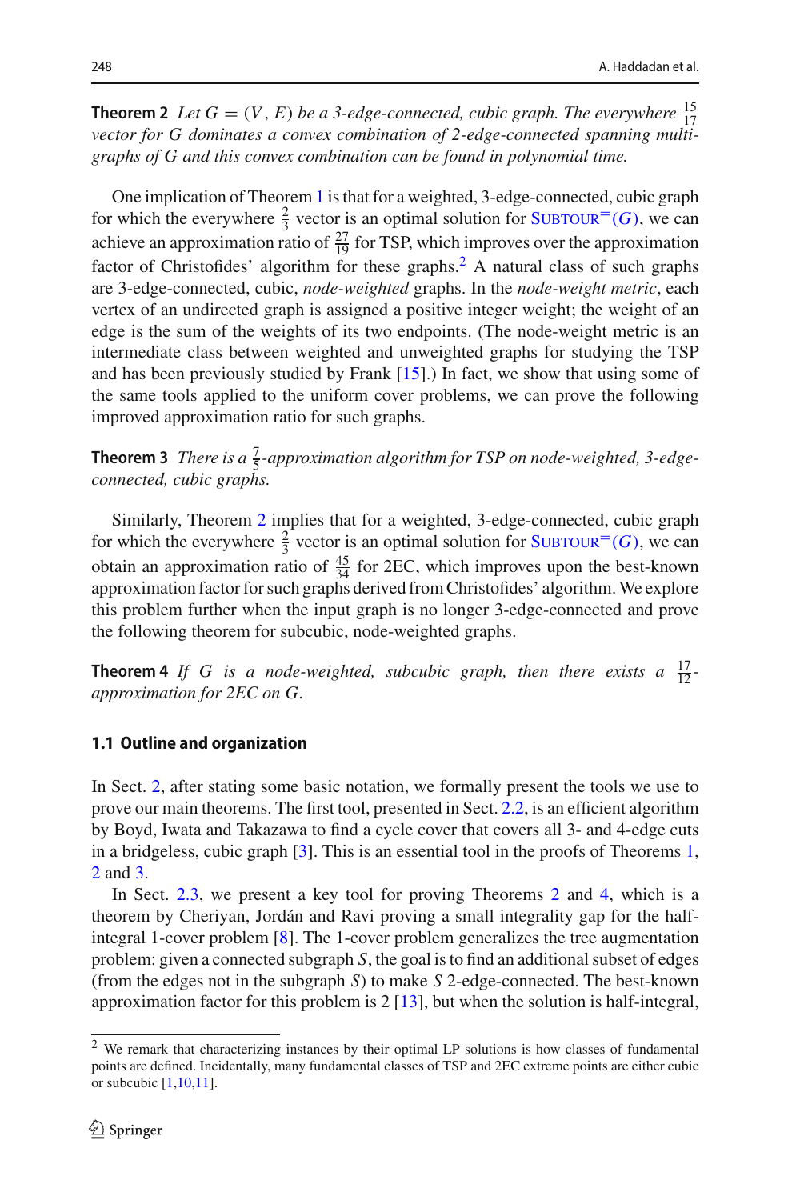**Theorem 2** *Let $G = (V, E)$ be a 3-edge-connected, cubic graph. The everywhere $\frac{15}{17}$ vector for $G$ dominates a convex combination of 2-edge-connected spanning multigraphs of $G$ and this convex combination can be found in polynomial time.*

One implication of Theorem 1 is that for a weighted, 3-edge-connected, cubic graph for which the everywhere $\frac{2}{3}$ vector is an optimal solution for $\text{Subtour}^{=}(G)$, we can achieve an approximation ratio of $\frac{27}{19}$ for TSP, which improves over the approximation factor of Christofides' algorithm for these graphs.[2] A natural class of such graphs are 3-edge-connected, cubic, *node-weighted* graphs. In the *node-weight metric*, each vertex of an undirected graph is assigned a positive integer weight; the weight of an edge is the sum of the weights of its two endpoints. (The node-weight metric is an intermediate class between weighted and unweighted graphs for studying the TSP and has been previously studied by Frank [15].) In fact, we show that using some of the same tools applied to the uniform cover problems, we can prove the following improved approximation ratio for such graphs.

**Theorem 3** *There is a $\frac{7}{5}$-approximation algorithm for TSP on node-weighted, 3-edge-connected, cubic graphs.*

Similarly, Theorem 2 implies that for a weighted, 3-edge-connected, cubic graph for which the everywhere $\frac{2}{3}$ vector is an optimal solution for $\text{Subtour}^{=}(G)$, we can obtain an approximation ratio of $\frac{45}{34}$ for 2EC, which improves upon the best-known approximation factor for such graphs derived from Christofides' algorithm. We explore this problem further when the input graph is no longer 3-edge-connected and prove the following theorem for subcubic, node-weighted graphs.

**Theorem 4** *If $G$ is a node-weighted, subcubic graph, then there exists a $\frac{17}{12}$-approximation for 2EC on $G$.*

### 1.1 Outline and organization

In Sect. 2, after stating some basic notation, we formally present the tools we use to prove our main theorems. The first tool, presented in Sect. 2.2, is an efficient algorithm by Boyd, Iwata and Takazawa to find a cycle cover that covers all 3- and 4-edge cuts in a bridgeless, cubic graph [3]. This is an essential tool in the proofs of Theorems 1, 2 and 3.

In Sect. 2.3, we present a key tool for proving Theorems 2 and 4, which is a theorem by Cheriyan, Jordán and Ravi proving a small integrality gap for the half-integral 1-cover problem [8]. The 1-cover problem generalizes the tree augmentation problem: given a connected subgraph $S$, the goal is to find an additional subset of edges (from the edges not in the subgraph $S$) to make $S$ 2-edge-connected. The best-known approximation factor for this problem is 2 [13], but when the solution is half-integral,

[2] We remark that characterizing instances by their optimal LP solutions is how classes of fundamental points are defined. Incidentally, many fundamental classes of TSP and 2EC extreme points are either cubic or subcubic [1,10,11].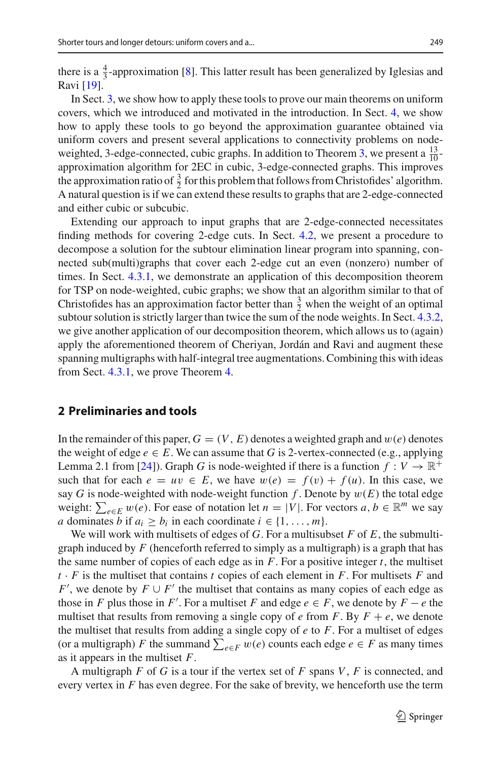there is a $\frac{4}{3}$-approximation [8]. This latter result has been generalized by Iglesias and Ravi [19].

In Sect. 3, we show how to apply these tools to prove our main theorems on uniform covers, which we introduced and motivated in the introduction. In Sect. 4, we show how to apply these tools to go beyond the approximation guarantee obtained via uniform covers and present several applications to connectivity problems on node-weighted, 3-edge-connected, cubic graphs. In addition to Theorem 3, we present a $\frac{13}{10}$-approximation algorithm for 2EC in cubic, 3-edge-connected graphs. This improves the approximation ratio of $\frac{3}{2}$ for this problem that follows from Christofides' algorithm. A natural question is if we can extend these results to graphs that are 2-edge-connected and either cubic or subcubic.

Extending our approach to input graphs that are 2-edge-connected necessitates finding methods for covering 2-edge cuts. In Sect. 4.2, we present a procedure to decompose a solution for the subtour elimination linear program into spanning, connected sub(multi)graphs that cover each 2-edge cut an even (nonzero) number of times. In Sect. 4.3.1, we demonstrate an application of this decomposition theorem for TSP on node-weighted, cubic graphs; we show that an algorithm similar to that of Christofides has an approximation factor better than $\frac{3}{2}$ when the weight of an optimal subtour solution is strictly larger than twice the sum of the node weights. In Sect. 4.3.2, we give another application of our decomposition theorem, which allows us to (again) apply the aforementioned theorem of Cheriyan, Jordán and Ravi and augment these spanning multigraphs with half-integral tree augmentations. Combining this with ideas from Sect. 4.3.1, we prove Theorem 4.

## 2 Preliminaries and tools

In the remainder of this paper, $G = (V, E)$ denotes a weighted graph and $w(e)$ denotes the weight of edge $e \in E$. We can assume that $G$ is 2-vertex-connected (e.g., applying Lemma 2.1 from [24]). Graph $G$ is node-weighted if there is a function $f : V \to \mathbb{R}^+$ such that for each $e = uv \in E$, we have $w(e) = f(v) + f(u)$. In this case, we say $G$ is node-weighted with node-weight function $f$. Denote by $w(E)$ the total edge weight: $\sum_{e \in E} w(e)$. For ease of notation let $n = |V|$. For vectors $a, b \in \mathbb{R}^m$ we say $a$ dominates $b$ if $a_i \geq b_i$ in each coordinate $i \in \{1, \ldots, m\}$.

We will work with multisets of edges of $G$. For a multisubset $F$ of $E$, the submultigraph induced by $F$ (henceforth referred to simply as a multigraph) is a graph that has the same number of copies of each edge as in $F$. For a positive integer $t$, the multiset $t \cdot F$ is the multiset that contains $t$ copies of each element in $F$. For multisets $F$ and $F'$, we denote by $F \cup F'$ the multiset that contains as many copies of each edge as those in $F$ plus those in $F'$. For a multiset $F$ and edge $e \in F$, we denote by $F - e$ the multiset that results from removing a single copy of $e$ from $F$. By $F + e$, we denote the multiset that results from adding a single copy of $e$ to $F$. For a multiset of edges (or a multigraph) $F$ the summand $\sum_{e \in F} w(e)$ counts each edge $e \in F$ as many times as it appears in the multiset $F$.

A multigraph $F$ of $G$ is a tour if the vertex set of $F$ spans $V$, $F$ is connected, and every vertex in $F$ has even degree. For the sake of brevity, we henceforth use the term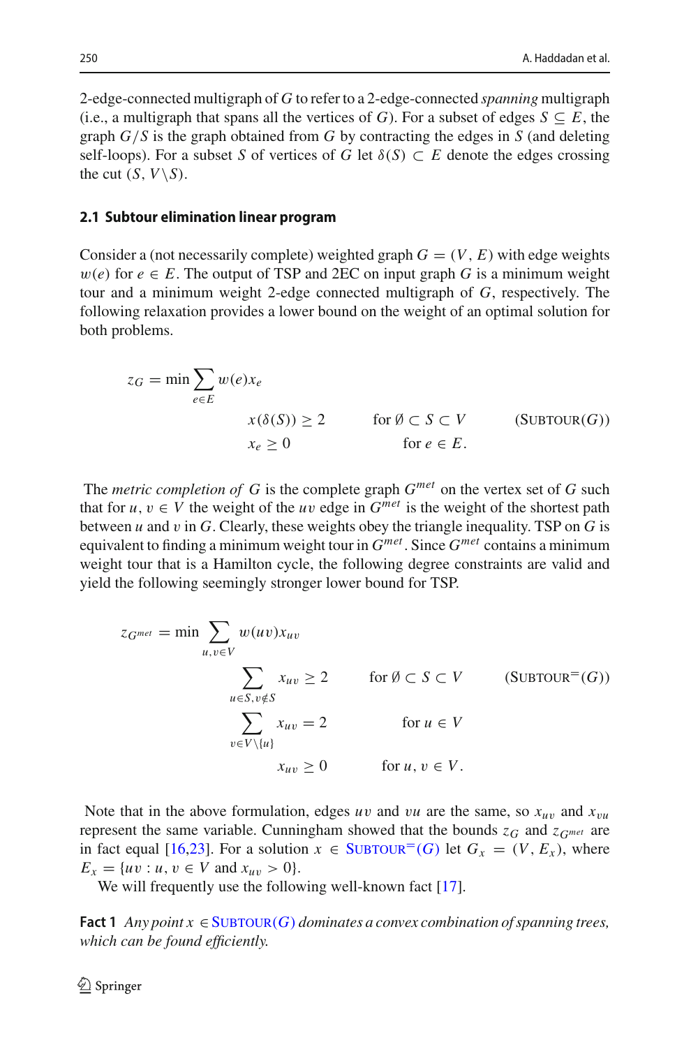2-edge-connected multigraph of $G$ to refer to a 2-edge-connected *spanning* multigraph (i.e., a multigraph that spans all the vertices of $G$). For a subset of edges $S \subseteq E$, the graph $G/S$ is the graph obtained from $G$ by contracting the edges in $S$ (and deleting self-loops). For a subset $S$ of vertices of $G$ let $\delta(S) \subset E$ denote the edges crossing the cut $(S, V \backslash S)$.

### 2.1 Subtour elimination linear program

Consider a (not necessarily complete) weighted graph $G = (V, E)$ with edge weights $w(e)$ for $e \in E$. The output of TSP and 2EC on input graph $G$ is a minimum weight tour and a minimum weight 2-edge connected multigraph of $G$, respectively. The following relaxation provides a lower bound on the weight of an optimal solution for both problems.

$$
\begin{aligned}
z_G = \min \sum_{e \in E} w(e) x_e & & & \\
x(\delta(S)) \geq 2 & \qquad \text{for } \emptyset \subset S \subset V & & \qquad (\text{SUBTOUR}(G)) \\
x_e \geq 0 & \qquad \text{for } e \in E. & &
\end{aligned}
$$

The *metric completion of* $G$ is the complete graph $G^{met}$ on the vertex set of $G$ such that for $u, v \in V$ the weight of the $uv$ edge in $G^{met}$ is the weight of the shortest path between $u$ and $v$ in $G$. Clearly, these weights obey the triangle inequality. TSP on $G$ is equivalent to finding a minimum weight tour in $G^{met}$. Since $G^{met}$ contains a minimum weight tour that is a Hamilton cycle, the following degree constraints are valid and yield the following seemingly stronger lower bound for TSP.

$$
\begin{aligned}
z_{G^{met}} = \min \sum_{u,v \in V} w(uv) x_{uv} & & & \\
\sum_{u \in S, v \notin S} x_{uv} \geq 2 & \qquad \text{for } \emptyset \subset S \subset V & & \qquad (\text{SUBTOUR}^{=}(G)) \\
\sum_{v \in V \backslash \{u\}} x_{uv} = 2 & \qquad \text{for } u \in V & & \\
x_{uv} \geq 0 & \qquad \text{for } u, v \in V. & &
\end{aligned}
$$

Note that in the above formulation, edges $uv$ and $vu$ are the same, so $x_{uv}$ and $x_{vu}$ represent the same variable. Cunningham showed that the bounds $z_G$ and $z_{G^{met}}$ are in fact equal [16,23]. For a solution $x \in \text{SUBTOUR}^{=}(G)$ let $G_x = (V, E_x)$, where $E_x = \{uv : u, v \in V \text{ and } x_{uv} > 0\}$.

We will frequently use the following well-known fact [17].

**Fact 1** *Any point* $x \in \text{SUBTOUR}(G)$ *dominates a convex combination of spanning trees, which can be found efficiently.*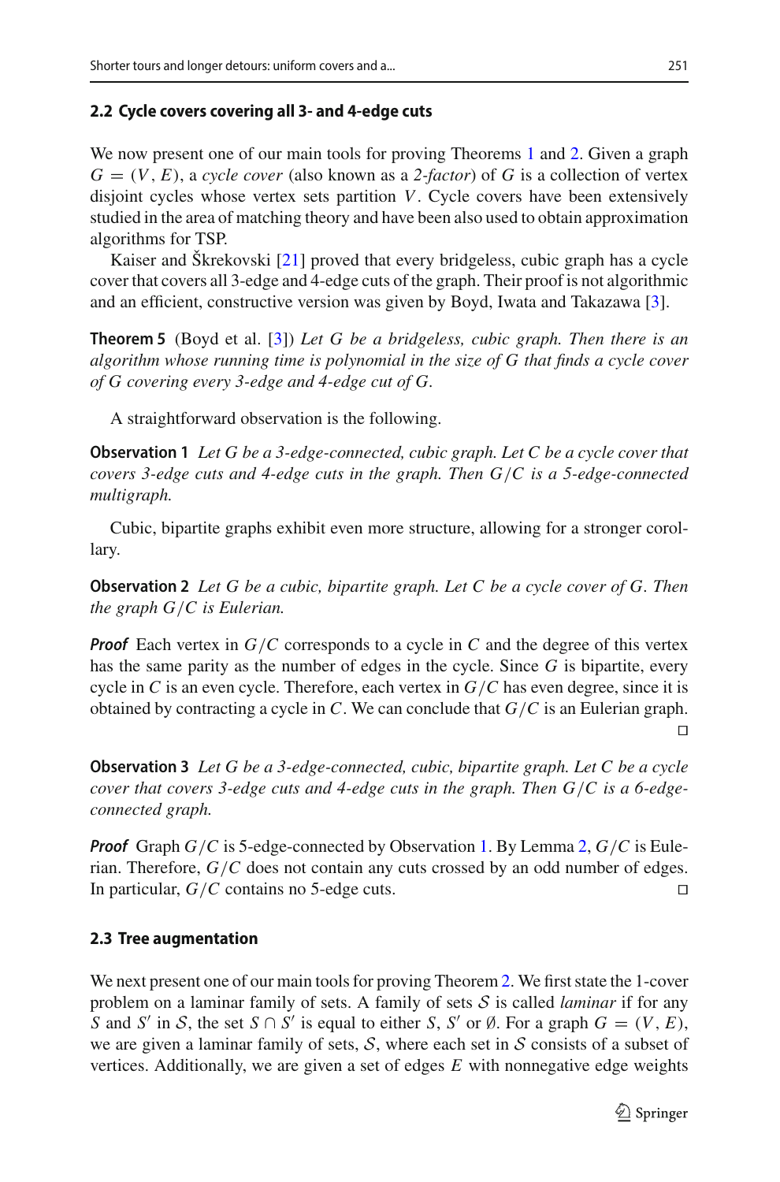### 2.2 Cycle covers covering all 3- and 4-edge cuts

We now present one of our main tools for proving Theorems 1 and 2. Given a graph $G = (V, E)$, a *cycle cover* (also known as a *2-factor*) of $G$ is a collection of vertex disjoint cycles whose vertex sets partition $V$. Cycle covers have been extensively studied in the area of matching theory and have been also used to obtain approximation algorithms for TSP.

Kaiser and Škrekovski [21] proved that every bridgeless, cubic graph has a cycle cover that covers all 3-edge and 4-edge cuts of the graph. Their proof is not algorithmic and an efficient, constructive version was given by Boyd, Iwata and Takazawa [3].

**Theorem 5** (Boyd et al. [3]) *Let $G$ be a bridgeless, cubic graph. Then there is an algorithm whose running time is polynomial in the size of $G$ that finds a cycle cover of $G$ covering every 3-edge and 4-edge cut of $G$.*

A straightforward observation is the following.

**Observation 1** *Let $G$ be a 3-edge-connected, cubic graph. Let $C$ be a cycle cover that covers 3-edge cuts and 4-edge cuts in the graph. Then $G/C$ is a 5-edge-connected multigraph.*

Cubic, bipartite graphs exhibit even more structure, allowing for a stronger corollary.

**Observation 2** *Let $G$ be a cubic, bipartite graph. Let $C$ be a cycle cover of $G$. Then the graph $G/C$ is Eulerian.*

***Proof*** Each vertex in $G/C$ corresponds to a cycle in $C$ and the degree of this vertex has the same parity as the number of edges in the cycle. Since $G$ is bipartite, every cycle in $C$ is an even cycle. Therefore, each vertex in $G/C$ has even degree, since it is obtained by contracting a cycle in $C$. We can conclude that $G/C$ is an Eulerian graph. □

**Observation 3** *Let $G$ be a 3-edge-connected, cubic, bipartite graph. Let $C$ be a cycle cover that covers 3-edge cuts and 4-edge cuts in the graph. Then $G/C$ is a 6-edge-connected graph.*

***Proof*** Graph $G/C$ is 5-edge-connected by Observation 1. By Lemma 2, $G/C$ is Eulerian. Therefore, $G/C$ does not contain any cuts crossed by an odd number of edges. In particular, $G/C$ contains no 5-edge cuts. □

### 2.3 Tree augmentation

We next present one of our main tools for proving Theorem 2. We first state the 1-cover problem on a laminar family of sets. A family of sets $\mathcal{S}$ is called *laminar* if for any $S$ and $S'$ in $\mathcal{S}$, the set $S \cap S'$ is equal to either $S$, $S'$ or $\emptyset$. For a graph $G = (V, E)$, we are given a laminar family of sets, $\mathcal{S}$, where each set in $\mathcal{S}$ consists of a subset of vertices. Additionally, we are given a set of edges $E$ with nonnegative edge weights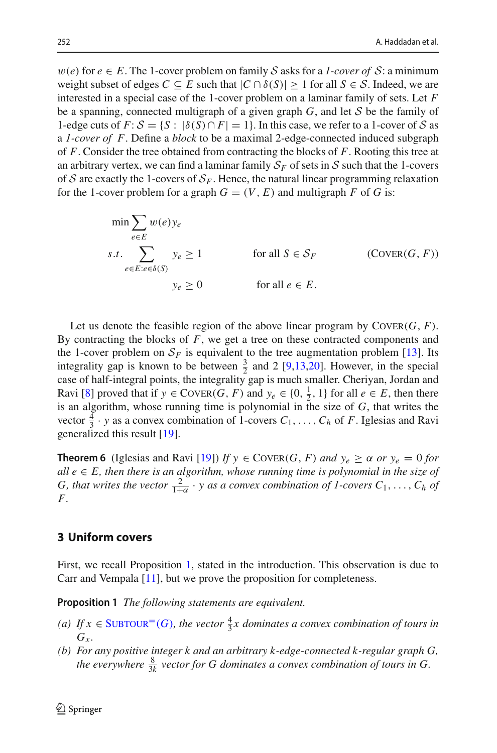$w(e)$ for $e \in E$. The 1-cover problem on family $\mathcal{S}$ asks for a *1-cover of* $\mathcal{S}$: a minimum weight subset of edges $C \subseteq E$ such that $|C \cap \delta(S)| \geq 1$ for all $S \in \mathcal{S}$. Indeed, we are interested in a special case of the 1-cover problem on a laminar family of sets. Let $F$ be a spanning, connected multigraph of a given graph $G$, and let $\mathcal{S}$ be the family of 1-edge cuts of $F$: $\mathcal{S} = \{S : |\delta(S) \cap F| = 1\}$. In this case, we refer to a 1-cover of $\mathcal{S}$ as a *1-cover of* $F$. Define a *block* to be a maximal 2-edge-connected induced subgraph of $F$. Consider the tree obtained from contracting the blocks of $F$. Rooting this tree at an arbitrary vertex, we can find a laminar family $\mathcal{S}_F$ of sets in $\mathcal{S}$ such that the 1-covers of $\mathcal{S}$ are exactly the 1-covers of $\mathcal{S}_F$. Hence, the natural linear programming relaxation for the 1-cover problem for a graph $G = (V, E)$ and multigraph $F$ of $G$ is:

$$
\begin{aligned}
\min \sum_{e \in E} w(e) y_e & & & \\
s.t. \sum_{e \in E : e \in \delta(S)} y_e &\geq 1 & \text{for all } S \in \mathcal{S}_F & \qquad (\text{Cover}(G, F)) \\
y_e &\geq 0 & \text{for all } e \in E. &
\end{aligned}
$$

Let us denote the feasible region of the above linear program by $\text{Cover}(G, F)$. By contracting the blocks of $F$, we get a tree on these contracted components and the 1-cover problem on $\mathcal{S}_F$ is equivalent to the tree augmentation problem [13]. Its integrality gap is known to be between $\frac{3}{2}$ and 2 [9,13,20]. However, in the special case of half-integral points, the integrality gap is much smaller. Cheriyan, Jordan and Ravi [8] proved that if $y \in \text{Cover}(G, F)$ and $y_e \in \{0, \frac{1}{2}, 1\}$ for all $e \in E$, then there is an algorithm, whose running time is polynomial in the size of $G$, that writes the vector $\frac{4}{3} \cdot y$ as a convex combination of 1-covers $C_1, \ldots, C_h$ of $F$. Iglesias and Ravi generalized this result [19].

**Theorem 6** (Iglesias and Ravi [19]) *If $y \in \text{Cover}(G, F)$ and $y_e \geq \alpha$ or $y_e = 0$ for all $e \in E$, then there is an algorithm, whose running time is polynomial in the size of $G$, that writes the vector $\frac{2}{1+\alpha} \cdot y$ as a convex combination of 1-covers $C_1, \ldots, C_h$ of $F$.*

## 3 Uniform covers

First, we recall Proposition 1, stated in the introduction. This observation is due to Carr and Vempala [11], but we prove the proposition for completeness.

**Proposition 1** *The following statements are equivalent.*

*(a) If $x \in \text{Subtour}^{=}(G)$, the vector $\frac{4}{3}x$ dominates a convex combination of tours in $G_x$.*

*(b) For any positive integer $k$ and an arbitrary $k$-edge-connected $k$-regular graph $G$, the everywhere $\frac{8}{3k}$ vector for $G$ dominates a convex combination of tours in $G$.*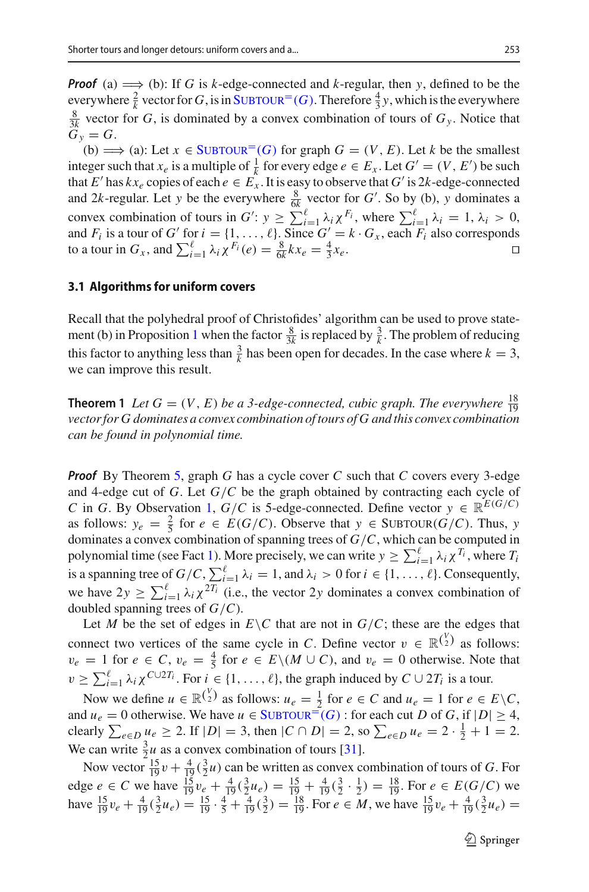***Proof*** (a) $\Longrightarrow$ (b): If $G$ is $k$-edge-connected and $k$-regular, then $y$, defined to be the everywhere $\frac{2}{k}$ vector for $G$, is in SUBTOUR$^{=}(G)$. Therefore $\frac{4}{3}y$, which is the everywhere $\frac{8}{3k}$ vector for $G$, is dominated by a convex combination of tours of $G_y$. Notice that $G_y = G$.

(b) $\Longrightarrow$ (a): Let $x \in$ SUBTOUR$^{=}(G)$ for graph $G = (V, E)$. Let $k$ be the smallest integer such that $x_e$ is a multiple of $\frac{1}{k}$ for every edge $e \in E_x$. Let $G' = (V, E')$ be such that $E'$ has $kx_e$ copies of each $e \in E_x$. It is easy to observe that $G'$ is $2k$-edge-connected and $2k$-regular. Let $y$ be the everywhere $\frac{8}{6k}$ vector for $G'$. So by (b), $y$ dominates a convex combination of tours in $G'$: $y \geq \sum_{i=1}^{\ell} \lambda_i \chi^{F_i}$, where $\sum_{i=1}^{\ell} \lambda_i = 1$, $\lambda_i > 0$, and $F_i$ is a tour of $G'$ for $i = \{1, \ldots, \ell\}$. Since $G' = k \cdot G_x$, each $F_i$ also corresponds to a tour in $G_x$, and $\sum_{i=1}^{\ell} \lambda_i \chi^{F_i}(e) = \frac{8}{6k} k x_e = \frac{4}{3} x_e$. □

### 3.1 Algorithms for uniform covers

Recall that the polyhedral proof of Christofides' algorithm can be used to prove statement (b) in Proposition 1 when the factor $\frac{8}{3k}$ is replaced by $\frac{3}{k}$. The problem of reducing this factor to anything less than $\frac{3}{k}$ has been open for decades. In the case where $k = 3$, we can improve this result.

**Theorem 1** *Let $G = (V, E)$ be a 3-edge-connected, cubic graph. The everywhere $\frac{18}{19}$ vector for $G$ dominates a convex combination of tours of $G$ and this convex combination can be found in polynomial time.*

***Proof*** By Theorem 5, graph $G$ has a cycle cover $C$ such that $C$ covers every 3-edge and 4-edge cut of $G$. Let $G/C$ be the graph obtained by contracting each cycle of $C$ in $G$. By Observation 1, $G/C$ is 5-edge-connected. Define vector $y \in \mathbb{R}^{E(G/C)}$ as follows: $y_e = \frac{2}{5}$ for $e \in E(G/C)$. Observe that $y \in$ SUBTOUR$(G/C)$. Thus, $y$ dominates a convex combination of spanning trees of $G/C$, which can be computed in polynomial time (see Fact 1). More precisely, we can write $y \geq \sum_{i=1}^{\ell} \lambda_i \chi^{T_i}$, where $T_i$ is a spanning tree of $G/C$, $\sum_{i=1}^{\ell} \lambda_i = 1$, and $\lambda_i > 0$ for $i \in \{1, \ldots, \ell\}$. Consequently, we have $2y \geq \sum_{i=1}^{\ell} \lambda_i \chi^{2T_i}$ (i.e., the vector $2y$ dominates a convex combination of doubled spanning trees of $G/C$).

Let $M$ be the set of edges in $E \backslash C$ that are not in $G/C$; these are the edges that connect two vertices of the same cycle in $C$. Define vector $v \in \mathbb{R}^{\binom{V}{2}}$ as follows: $v_e = 1$ for $e \in C$, $v_e = \frac{4}{5}$ for $e \in E \backslash (M \cup C)$, and $v_e = 0$ otherwise. Note that $v \geq \sum_{i=1}^{\ell} \lambda_i \chi^{C \cup 2T_i}$. For $i \in \{1, \ldots, \ell\}$, the graph induced by $C \cup 2T_i$ is a tour.

Now we define $u \in \mathbb{R}^{\binom{V}{2}}$ as follows: $u_e = \frac{1}{2}$ for $e \in C$ and $u_e = 1$ for $e \in E \backslash C$, and $u_e = 0$ otherwise. We have $u \in$ SUBTOUR$^{=}(G)$ : for each cut $D$ of $G$, if $|D| \geq 4$, clearly $\sum_{e \in D} u_e \geq 2$. If $|D| = 3$, then $|C \cap D| = 2$, so $\sum_{e \in D} u_e = 2 \cdot \frac{1}{2} + 1 = 2$. We can write $\frac{3}{2}u$ as a convex combination of tours [31].

Now vector $\frac{15}{19}v + \frac{4}{19}(\frac{3}{2}u)$ can be written as convex combination of tours of $G$. For edge $e \in C$ we have $\frac{15}{19}v_e + \frac{4}{19}(\frac{3}{2}u_e) = \frac{15}{19} + \frac{4}{19}(\frac{3}{2} \cdot \frac{1}{2}) = \frac{18}{19}$. For $e \in E(G/C)$ we have $\frac{15}{19}v_e + \frac{4}{19}(\frac{3}{2}u_e) = \frac{15}{19} \cdot \frac{4}{5} + \frac{4}{19}(\frac{3}{2}) = \frac{18}{19}$. For $e \in M$, we have $\frac{15}{19}v_e + \frac{4}{19}(\frac{3}{2}u_e) =$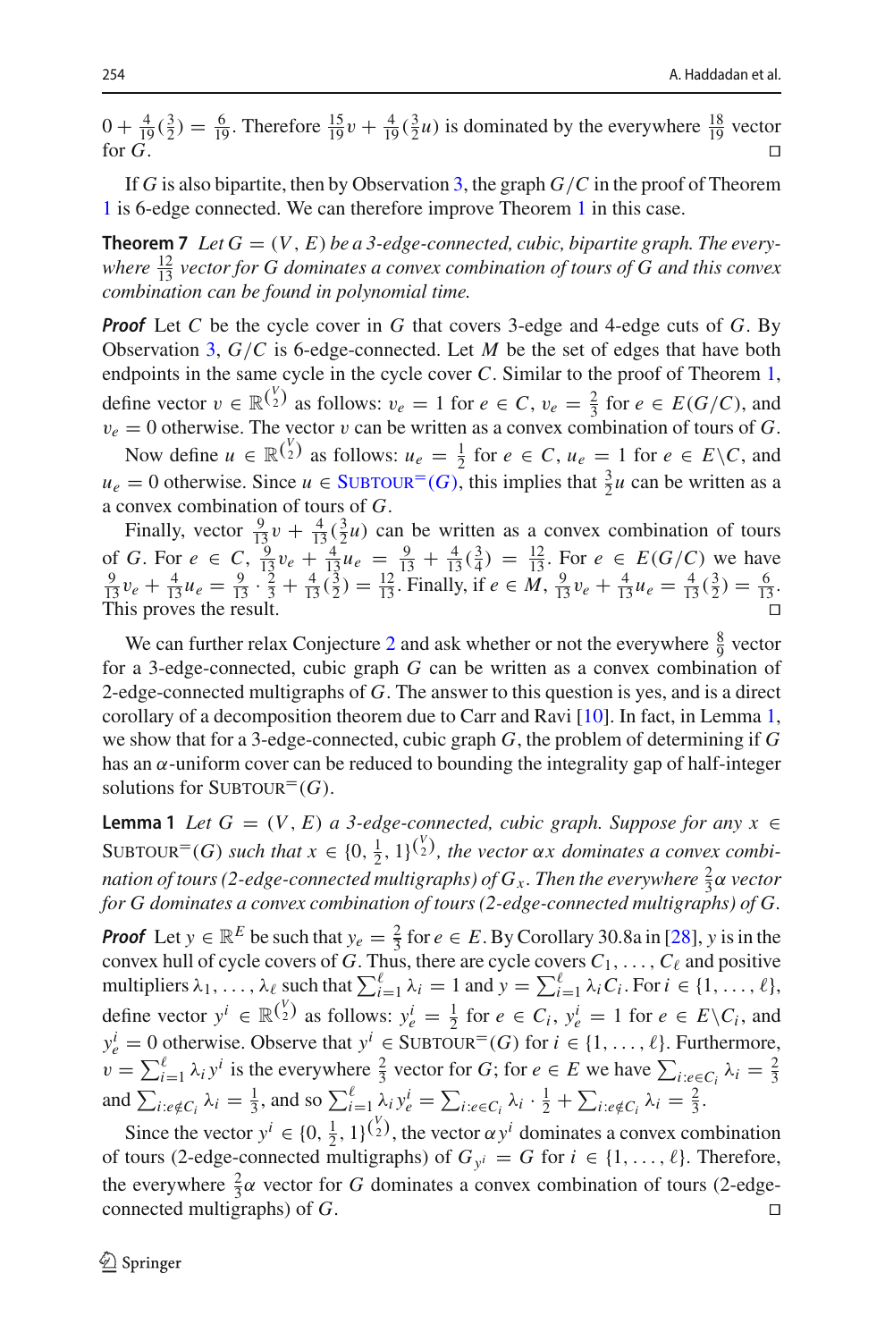$0 + \frac{4}{19}(\frac{3}{2}) = \frac{6}{19}$. Therefore $\frac{15}{19}v + \frac{4}{19}(\frac{3}{2}u)$ is dominated by the everywhere $\frac{18}{19}$ vector for $G$. □

If $G$ is also bipartite, then by Observation 3, the graph $G/C$ in the proof of Theorem 1 is 6-edge connected. We can therefore improve Theorem 1 in this case.

**Theorem 7** *Let $G = (V, E)$ be a 3-edge-connected, cubic, bipartite graph. The everywhere $\frac{12}{13}$ vector for $G$ dominates a convex combination of tours of $G$ and this convex combination can be found in polynomial time.*

***Proof*** Let $C$ be the cycle cover in $G$ that covers 3-edge and 4-edge cuts of $G$. By Observation 3, $G/C$ is 6-edge-connected. Let $M$ be the set of edges that have both endpoints in the same cycle in the cycle cover $C$. Similar to the proof of Theorem 1, define vector $v \in \mathbb{R}^{\binom{V}{2}}$ as follows: $v_e = 1$ for $e \in C$, $v_e = \frac{2}{3}$ for $e \in E(G/C)$, and $v_e = 0$ otherwise. The vector $v$ can be written as a convex combination of tours of $G$.

Now define $u \in \mathbb{R}^{\binom{V}{2}}$ as follows: $u_e = \frac{1}{2}$ for $e \in C$, $u_e = 1$ for $e \in E \backslash C$, and $u_e = 0$ otherwise. Since $u \in \text{SUBTOUR}^{=}(G)$, this implies that $\frac{3}{2}u$ can be written as a a convex combination of tours of $G$.

Finally, vector $\frac{9}{13}v + \frac{4}{13}(\frac{3}{2}u)$ can be written as a convex combination of tours of $G$. For $e \in C$, $\frac{9}{13}v_e + \frac{4}{13}u_e = \frac{9}{13} + \frac{4}{13}(\frac{3}{4}) = \frac{12}{13}$. For $e \in E(G/C)$ we have $\frac{9}{13}v_e + \frac{4}{13}u_e = \frac{9}{13} \cdot \frac{2}{3} + \frac{4}{13}(\frac{3}{2}) = \frac{12}{13}$. Finally, if $e \in M$, $\frac{9}{13}v_e + \frac{4}{13}u_e = \frac{4}{13}(\frac{3}{2}) = \frac{6}{13}$. This proves the result. □

We can further relax Conjecture 2 and ask whether or not the everywhere $\frac{8}{9}$ vector for a 3-edge-connected, cubic graph $G$ can be written as a convex combination of 2-edge-connected multigraphs of $G$. The answer to this question is yes, and is a direct corollary of a decomposition theorem due to Carr and Ravi [10]. In fact, in Lemma 1, we show that for a 3-edge-connected, cubic graph $G$, the problem of determining if $G$ has an $\alpha$-uniform cover can be reduced to bounding the integrality gap of half-integer solutions for $\text{SUBTOUR}^{=}(G)$.

**Lemma 1** *Let $G = (V, E)$ a 3-edge-connected, cubic graph. Suppose for any $x \in \text{SUBTOUR}^{=}(G)$ such that $x \in \{0, \frac{1}{2}, 1\}^{\binom{V}{2}}$, the vector $\alpha x$ dominates a convex combination of tours (2-edge-connected multigraphs) of $G_x$. Then the everywhere $\frac{2}{3}\alpha$ vector for $G$ dominates a convex combination of tours (2-edge-connected multigraphs) of $G$.*

***Proof*** Let $y \in \mathbb{R}^E$ be such that $y_e = \frac{2}{3}$ for $e \in E$. By Corollary 30.8a in [28], $y$ is in the convex hull of cycle covers of $G$. Thus, there are cycle covers $C_1, \ldots, C_\ell$ and positive multipliers $\lambda_1, \ldots, \lambda_\ell$ such that $\sum_{i=1}^{\ell} \lambda_i = 1$ and $y = \sum_{i=1}^{\ell} \lambda_i C_i$. For $i \in \{1, \ldots, \ell\}$, define vector $y^i \in \mathbb{R}^{\binom{V}{2}}$ as follows: $y^i_e = \frac{1}{2}$ for $e \in C_i$, $y^i_e = 1$ for $e \in E \backslash C_i$, and $y^i_e = 0$ otherwise. Observe that $y^i \in \text{SUBTOUR}^{=}(G)$ for $i \in \{1, \ldots, \ell\}$. Furthermore, $v = \sum_{i=1}^{\ell} \lambda_i y^i$ is the everywhere $\frac{2}{3}$ vector for $G$; for $e \in E$ we have $\sum_{i:e \in C_i} \lambda_i = \frac{2}{3}$ and $\sum_{i:e \notin C_i} \lambda_i = \frac{1}{3}$, and so $\sum_{i=1}^{\ell} \lambda_i y^i_e = \sum_{i:e \in C_i} \lambda_i \cdot \frac{1}{2} + \sum_{i:e \notin C_i} \lambda_i = \frac{2}{3}$.

Since the vector $y^i \in \{0, \frac{1}{2}, 1\}^{\binom{V}{2}}$, the vector $\alpha y^i$ dominates a convex combination of tours (2-edge-connected multigraphs) of $G_{y^i} = G$ for $i \in \{1, \ldots, \ell\}$. Therefore, the everywhere $\frac{2}{3}\alpha$ vector for $G$ dominates a convex combination of tours (2-edge-connected multigraphs) of $G$. □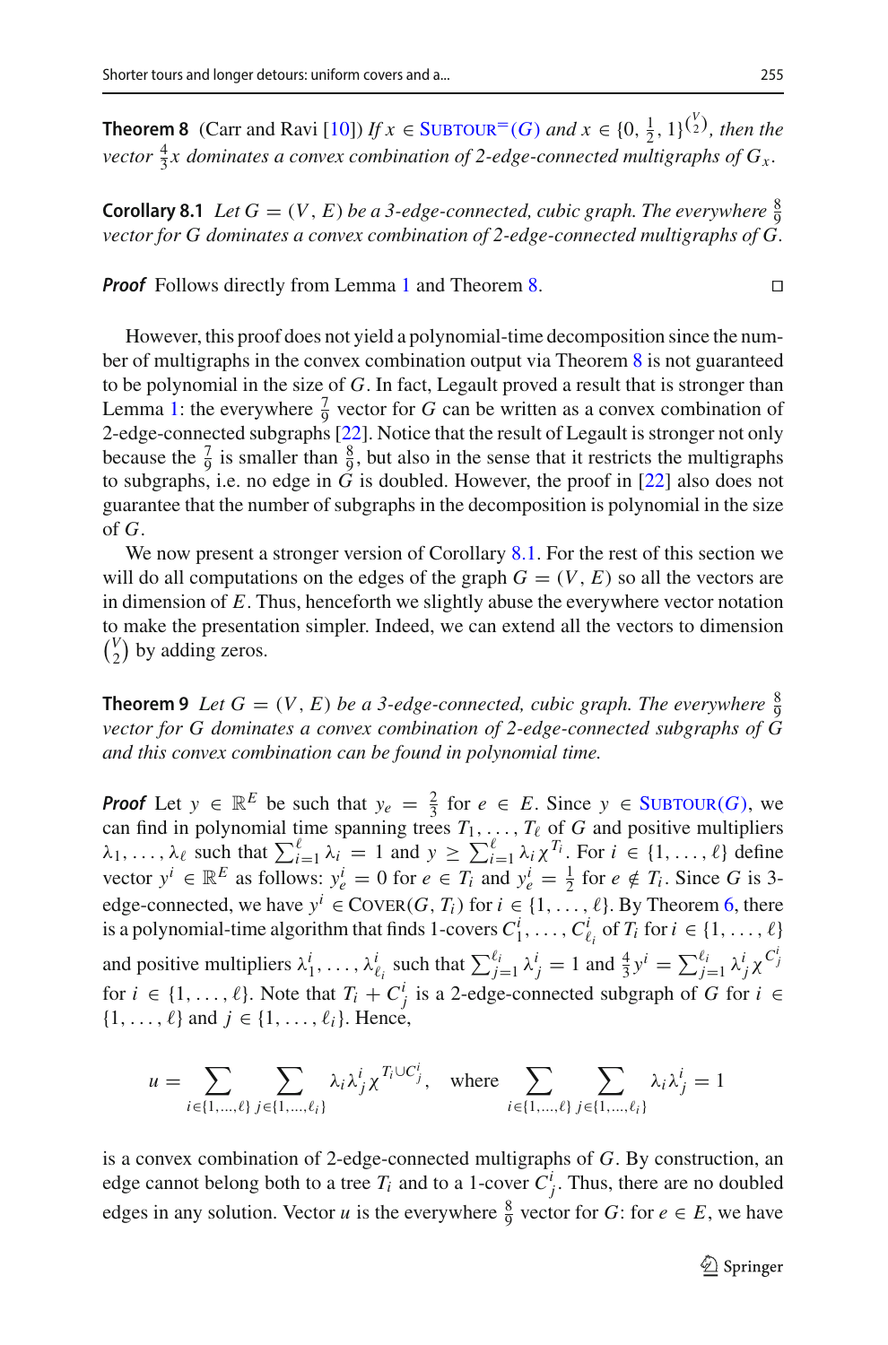**Theorem 8** (Carr and Ravi [10]) *If $x \in$ SUBTOUR$^{=}(G)$ and $x \in \{0, \frac{1}{2}, 1\}^{\binom{V}{2}}$, then the vector $\frac{4}{3}x$ dominates a convex combination of 2-edge-connected multigraphs of $G_x$.*

**Corollary 8.1** *Let $G = (V, E)$ be a 3-edge-connected, cubic graph. The everywhere $\frac{8}{9}$ vector for $G$ dominates a convex combination of 2-edge-connected multigraphs of $G$.*

***Proof*** Follows directly from Lemma 1 and Theorem 8. □

However, this proof does not yield a polynomial-time decomposition since the number of multigraphs in the convex combination output via Theorem 8 is not guaranteed to be polynomial in the size of $G$. In fact, Legault proved a result that is stronger than Lemma 1: the everywhere $\frac{7}{9}$ vector for $G$ can be written as a convex combination of 2-edge-connected subgraphs [22]. Notice that the result of Legault is stronger not only because the $\frac{7}{9}$ is smaller than $\frac{8}{9}$, but also in the sense that it restricts the multigraphs to subgraphs, i.e. no edge in $G$ is doubled. However, the proof in [22] also does not guarantee that the number of subgraphs in the decomposition is polynomial in the size of $G$.

We now present a stronger version of Corollary 8.1. For the rest of this section we will do all computations on the edges of the graph $G = (V, E)$ so all the vectors are in dimension of $E$. Thus, henceforth we slightly abuse the everywhere vector notation to make the presentation simpler. Indeed, we can extend all the vectors to dimension $\binom{V}{2}$ by adding zeros.

**Theorem 9** *Let $G = (V, E)$ be a 3-edge-connected, cubic graph. The everywhere $\frac{8}{9}$ vector for $G$ dominates a convex combination of 2-edge-connected subgraphs of $G$ and this convex combination can be found in polynomial time.*

***Proof*** Let $y \in \mathbb{R}^E$ be such that $y_e = \frac{2}{3}$ for $e \in E$. Since $y \in$ SUBTOUR$(G)$, we can find in polynomial time spanning trees $T_1, \ldots, T_\ell$ of $G$ and positive multipliers $\lambda_1, \ldots, \lambda_\ell$ such that $\sum_{i=1}^{\ell} \lambda_i = 1$ and $y \geq \sum_{i=1}^{\ell} \lambda_i \chi^{T_i}$. For $i \in \{1, \ldots, \ell\}$ define vector $y^i \in \mathbb{R}^E$ as follows: $y^i_e = 0$ for $e \in T_i$ and $y^i_e = \frac{1}{2}$ for $e \notin T_i$. Since $G$ is 3-edge-connected, we have $y^i \in$ COVER$(G, T_i)$ for $i \in \{1, \ldots, \ell\}$. By Theorem 6, there is a polynomial-time algorithm that finds 1-covers $C^i_1, \ldots, C^i_{\ell_i}$ of $T_i$ for $i \in \{1, \ldots, \ell\}$ and positive multipliers $\lambda^i_1, \ldots, \lambda^i_{\ell_i}$ such that $\sum_{j=1}^{\ell_i} \lambda^i_j = 1$ and $\frac{4}{3} y^i = \sum_{j=1}^{\ell_i} \lambda^i_j \chi^{C^i_j}$ for $i \in \{1, \ldots, \ell\}$. Note that $T_i + C^i_j$ is a 2-edge-connected subgraph of $G$ for $i \in \{1, \ldots, \ell\}$ and $j \in \{1, \ldots, \ell_i\}$. Hence,

$$u = \sum_{i \in \{1, \ldots, \ell\}} \sum_{j \in \{1, \ldots, \ell_i\}} \lambda_i \lambda^i_j \chi^{T_i \cup C^i_j}, \quad \text{where} \quad \sum_{i \in \{1, \ldots, \ell\}} \sum_{j \in \{1, \ldots, \ell_i\}} \lambda_i \lambda^i_j = 1$$

is a convex combination of 2-edge-connected multigraphs of $G$. By construction, an edge cannot belong both to a tree $T_i$ and to a 1-cover $C^i_j$. Thus, there are no doubled edges in any solution. Vector $u$ is the everywhere $\frac{8}{9}$ vector for $G$: for $e \in E$, we have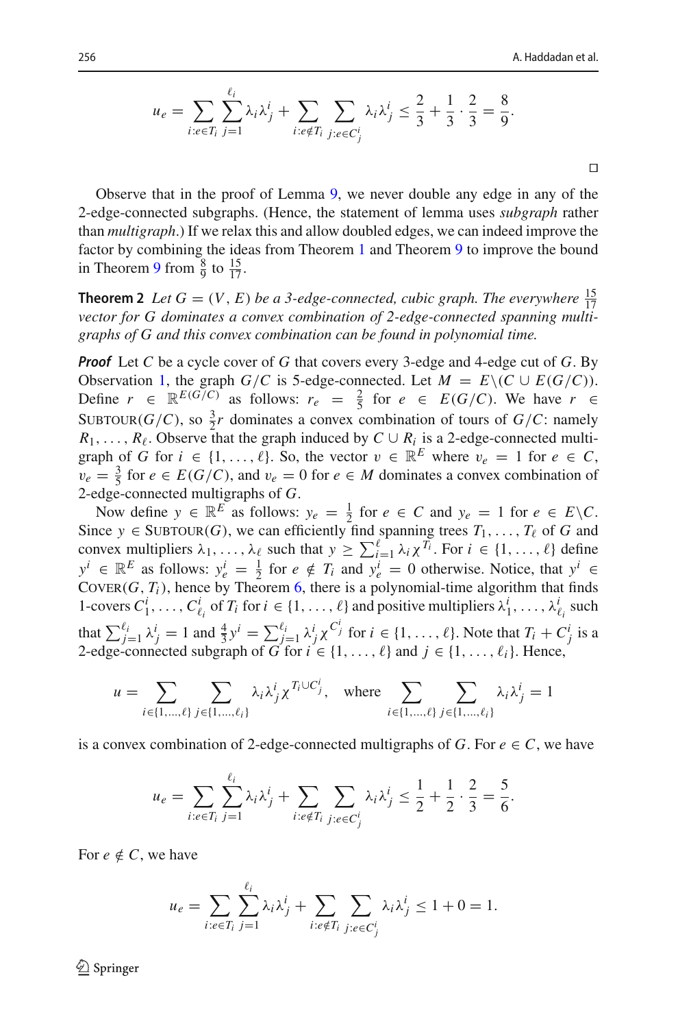$$u_e = \sum_{i:e\in T_i} \sum_{j=1}^{\ell_i} \lambda_i \lambda_j^i + \sum_{i:e\notin T_i} \sum_{j:e\in C_j^i} \lambda_i \lambda_j^i \le \frac{2}{3} + \frac{1}{3}\cdot\frac{2}{3} = \frac{8}{9}.$$

□

Observe that in the proof of Lemma 9, we never double any edge in any of the 2-edge-connected subgraphs. (Hence, the statement of lemma uses *subgraph* rather than *multigraph*.) If we relax this and allow doubled edges, we can indeed improve the factor by combining the ideas from Theorem 1 and Theorem 9 to improve the bound in Theorem 9 from $\frac{8}{9}$ to $\frac{15}{17}$.

**Theorem 2** *Let $G = (V, E)$ be a 3-edge-connected, cubic graph. The everywhere $\frac{15}{17}$ vector for $G$ dominates a convex combination of 2-edge-connected spanning multigraphs of $G$ and this convex combination can be found in polynomial time.*

***Proof*** Let $C$ be a cycle cover of $G$ that covers every 3-edge and 4-edge cut of $G$. By Observation 1, the graph $G/C$ is 5-edge-connected. Let $M = E\backslash(C \cup E(G/C))$. Define $r \in \mathbb{R}^{E(G/C)}$ as follows: $r_e = \frac{2}{5}$ for $e \in E(G/C)$. We have $r \in$ SUBTOUR$(G/C)$, so $\frac{3}{2}r$ dominates a convex combination of tours of $G/C$: namely $R_1, \ldots, R_\ell$. Observe that the graph induced by $C \cup R_i$ is a 2-edge-connected multigraph of $G$ for $i \in \{1, \ldots, \ell\}$. So, the vector $v \in \mathbb{R}^E$ where $v_e = 1$ for $e \in C$, $v_e = \frac{3}{5}$ for $e \in E(G/C)$, and $v_e = 0$ for $e \in M$ dominates a convex combination of 2-edge-connected multigraphs of $G$.

Now define $y \in \mathbb{R}^E$ as follows: $y_e = \frac{1}{2}$ for $e \in C$ and $y_e = 1$ for $e \in E\backslash C$. Since $y \in$ SUBTOUR$(G)$, we can efficiently find spanning trees $T_1, \ldots, T_\ell$ of $G$ and convex multipliers $\lambda_1, \ldots, \lambda_\ell$ such that $y \ge \sum_{i=1}^{\ell} \lambda_i \chi^{T_i}$. For $i \in \{1, \ldots, \ell\}$ define $y^i \in \mathbb{R}^E$ as follows: $y_e^i = \frac{1}{2}$ for $e \notin T_i$ and $y_e^i = 0$ otherwise. Notice, that $y^i \in$ COVER$(G, T_i)$, hence by Theorem 6, there is a polynomial-time algorithm that finds 1-covers $C_1^i, \ldots, C_{\ell_i}^i$ of $T_i$ for $i \in \{1, \ldots, \ell\}$ and positive multipliers $\lambda_1^i, \ldots, \lambda_{\ell_i}^i$ such that $\sum_{j=1}^{\ell_i} \lambda_j^i = 1$ and $\frac{4}{3}y^i = \sum_{j=1}^{\ell_i} \lambda_j^i \chi^{C_j^i}$ for $i \in \{1, \ldots, \ell\}$. Note that $T_i + C_j^i$ is a 2-edge-connected subgraph of $G$ for $i \in \{1, \ldots, \ell\}$ and $j \in \{1, \ldots, \ell_i\}$. Hence,

$$u = \sum_{i\in\{1,\ldots,\ell\}} \sum_{j\in\{1,\ldots,\ell_i\}} \lambda_i \lambda_j^i \chi^{T_i \cup C_j^i}, \quad \text{where} \quad \sum_{i\in\{1,\ldots,\ell\}} \sum_{j\in\{1,\ldots,\ell_i\}} \lambda_i \lambda_j^i = 1$$

is a convex combination of 2-edge-connected multigraphs of $G$. For $e \in C$, we have

$$u_e = \sum_{i:e\in T_i} \sum_{j=1}^{\ell_i} \lambda_i \lambda_j^i + \sum_{i:e\notin T_i} \sum_{j:e\in C_j^i} \lambda_i \lambda_j^i \le \frac{1}{2} + \frac{1}{2}\cdot\frac{2}{3} = \frac{5}{6}.$$

For $e \notin C$, we have

$$u_e = \sum_{i:e\in T_i} \sum_{j=1}^{\ell_i} \lambda_i \lambda_j^i + \sum_{i:e\notin T_i} \sum_{j:e\in C_j^i} \lambda_i \lambda_j^i \le 1 + 0 = 1.$$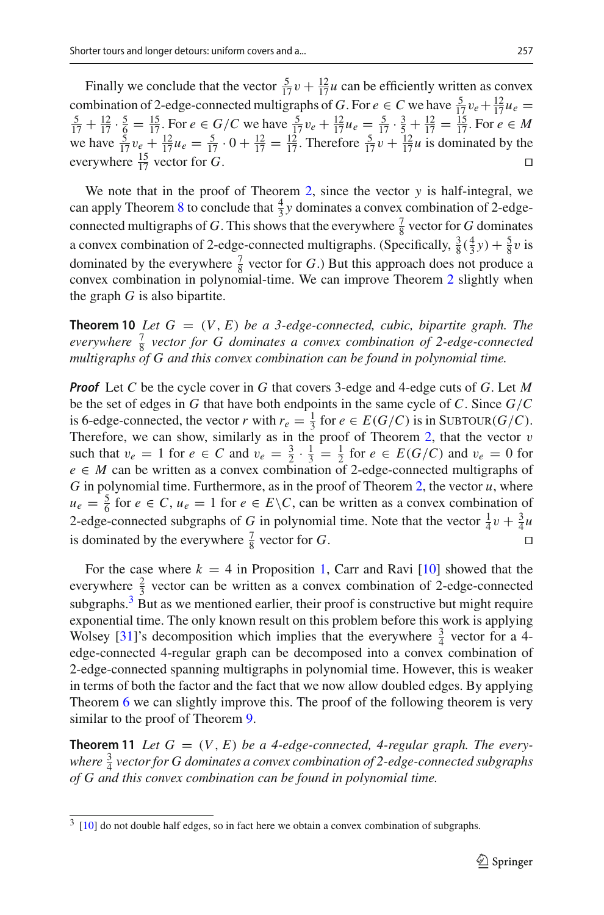Finally we conclude that the vector $\frac{5}{17}v + \frac{12}{17}u$ can be efficiently written as convex combination of 2-edge-connected multigraphs of $G$. For $e \in C$ we have $\frac{5}{17}v_e + \frac{12}{17}u_e = \frac{5}{17} + \frac{12}{17} \cdot \frac{5}{6} = \frac{15}{17}$. For $e \in G/C$ we have $\frac{5}{17}v_e + \frac{12}{17}u_e = \frac{5}{17} \cdot \frac{3}{5} + \frac{12}{17} = \frac{15}{17}$. For $e \in M$ we have $\frac{5}{17}v_e + \frac{12}{17}u_e = \frac{5}{17} \cdot 0 + \frac{12}{17} = \frac{12}{17}$. Therefore $\frac{5}{17}v + \frac{12}{17}u$ is dominated by the everywhere $\frac{15}{17}$ vector for $G$. ◻

We note that in the proof of Theorem 2, since the vector $y$ is half-integral, we can apply Theorem 8 to conclude that $\frac{4}{3}y$ dominates a convex combination of 2-edge-connected multigraphs of $G$. This shows that the everywhere $\frac{7}{8}$ vector for $G$ dominates a convex combination of 2-edge-connected multigraphs. (Specifically, $\frac{3}{8}(\frac{4}{3}y) + \frac{5}{8}v$ is dominated by the everywhere $\frac{7}{8}$ vector for $G$.) But this approach does not produce a convex combination in polynomial-time. We can improve Theorem 2 slightly when the graph $G$ is also bipartite.

**Theorem 10** *Let $G = (V, E)$ be a 3-edge-connected, cubic, bipartite graph. The everywhere $\frac{7}{8}$ vector for $G$ dominates a convex combination of 2-edge-connected multigraphs of $G$ and this convex combination can be found in polynomial time.*

***Proof*** Let $C$ be the cycle cover in $G$ that covers 3-edge and 4-edge cuts of $G$. Let $M$ be the set of edges in $G$ that have both endpoints in the same cycle of $C$. Since $G/C$ is 6-edge-connected, the vector $r$ with $r_e = \frac{1}{3}$ for $e \in E(G/C)$ is in $\text{SUBTOUR}(G/C)$. Therefore, we can show, similarly as in the proof of Theorem 2, that the vector $v$ such that $v_e = 1$ for $e \in C$ and $v_e = \frac{3}{2} \cdot \frac{1}{3} = \frac{1}{2}$ for $e \in E(G/C)$ and $v_e = 0$ for $e \in M$ can be written as a convex combination of 2-edge-connected multigraphs of $G$ in polynomial time. Furthermore, as in the proof of Theorem 2, the vector $u$, where $u_e = \frac{5}{6}$ for $e \in C$, $u_e = 1$ for $e \in E \backslash C$, can be written as a convex combination of 2-edge-connected subgraphs of $G$ in polynomial time. Note that the vector $\frac{1}{4}v + \frac{3}{4}u$ is dominated by the everywhere $\frac{7}{8}$ vector for $G$. ◻

For the case where $k = 4$ in Proposition 1, Carr and Ravi [10] showed that the everywhere $\frac{2}{3}$ vector can be written as a convex combination of 2-edge-connected subgraphs.[3] But as we mentioned earlier, their proof is constructive but might require exponential time. The only known result on this problem before this work is applying Wolsey [31]'s decomposition which implies that the everywhere $\frac{3}{4}$ vector for a 4-edge-connected 4-regular graph can be decomposed into a convex combination of 2-edge-connected spanning multigraphs in polynomial time. However, this is weaker in terms of both the factor and the fact that we now allow doubled edges. By applying Theorem 6 we can slightly improve this. The proof of the following theorem is very similar to the proof of Theorem 9.

**Theorem 11** *Let $G = (V, E)$ be a 4-edge-connected, 4-regular graph. The everywhere $\frac{3}{4}$ vector for $G$ dominates a convex combination of 2-edge-connected subgraphs of $G$ and this convex combination can be found in polynomial time.*

---

[3] [10] do not double half edges, so in fact here we obtain a convex combination of subgraphs.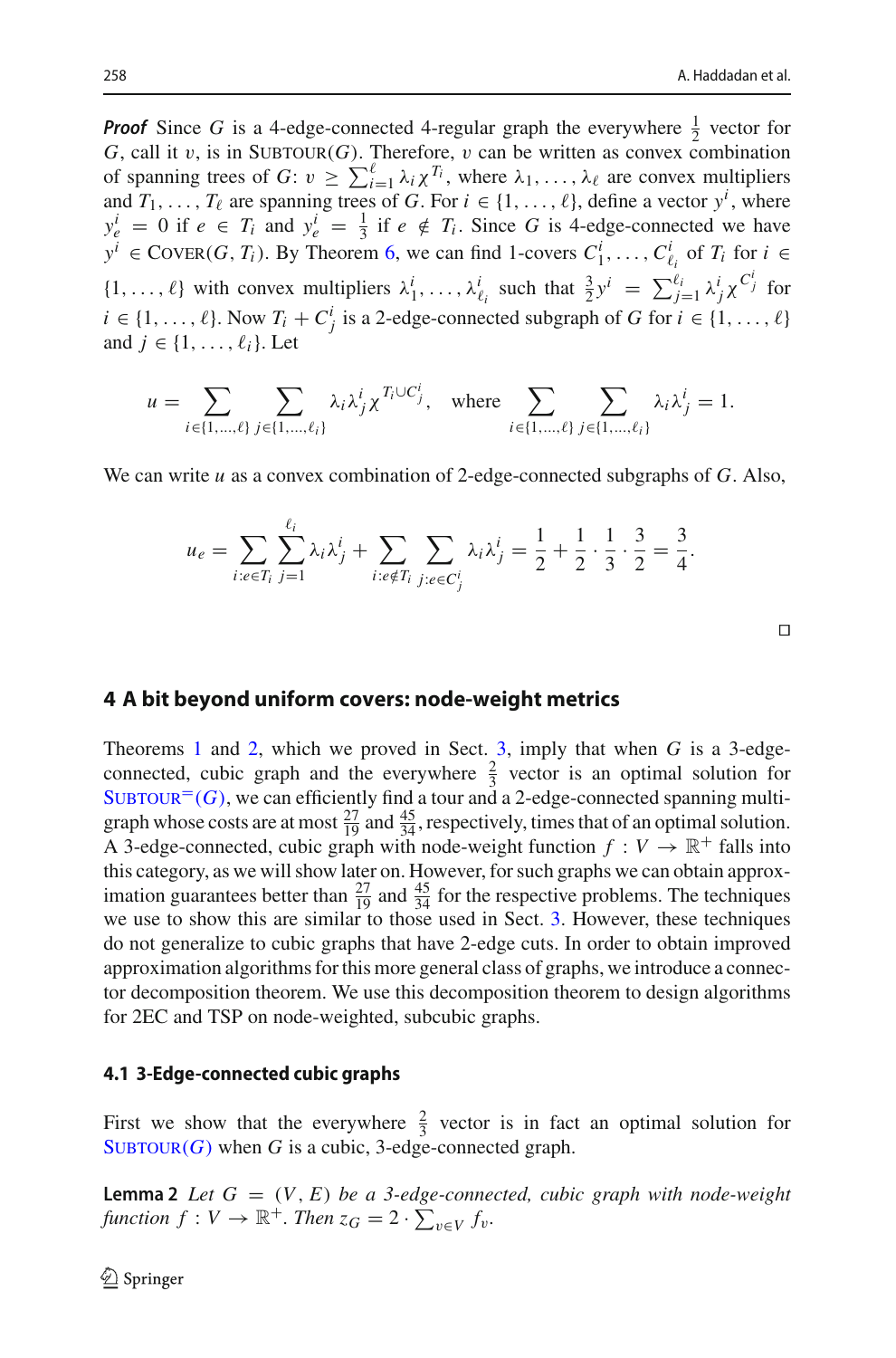***Proof*** Since $G$ is a 4-edge-connected 4-regular graph the everywhere $\frac{1}{2}$ vector for $G$, call it $v$, is in SUBTOUR($G$). Therefore, $v$ can be written as convex combination of spanning trees of $G$: $v \geq \sum_{i=1}^{\ell} \lambda_i \chi^{T_i}$, where $\lambda_1, \ldots, \lambda_\ell$ are convex multipliers and $T_1, \ldots, T_\ell$ are spanning trees of $G$. For $i \in \{1, \ldots, \ell\}$, define a vector $y^i$, where $y^i_e = 0$ if $e \in T_i$ and $y^i_e = \frac{1}{3}$ if $e \notin T_i$. Since $G$ is 4-edge-connected we have $y^i \in$ COVER($G, T_i$). By Theorem 6, we can find 1-covers $C^i_1, \ldots, C^i_{\ell_i}$ of $T_i$ for $i \in \{1, \ldots, \ell\}$ with convex multipliers $\lambda^i_1, \ldots, \lambda^i_{\ell_i}$ such that $\frac{3}{2} y^i = \sum_{j=1}^{\ell_i} \lambda^i_j \chi^{C^i_j}$ for $i \in \{1, \ldots, \ell\}$. Now $T_i + C^i_j$ is a 2-edge-connected subgraph of $G$ for $i \in \{1, \ldots, \ell\}$ and $j \in \{1, \ldots, \ell_i\}$. Let

$$u = \sum_{i \in \{1,\ldots,\ell\}} \sum_{j \in \{1,\ldots,\ell_i\}} \lambda_i \lambda^i_j \chi^{T_i \cup C^i_j}, \quad \text{where} \sum_{i \in \{1,\ldots,\ell\}} \sum_{j \in \{1,\ldots,\ell_i\}} \lambda_i \lambda^i_j = 1.$$

We can write $u$ as a convex combination of 2-edge-connected subgraphs of $G$. Also,

$$u_e = \sum_{i: e \in T_i} \sum_{j=1}^{\ell_i} \lambda_i \lambda^i_j + \sum_{i: e \notin T_i} \sum_{j: e \in C^i_j} \lambda_i \lambda^i_j = \frac{1}{2} + \frac{1}{2} \cdot \frac{1}{3} \cdot \frac{3}{2} = \frac{3}{4}.$$

□

## 4 A bit beyond uniform covers: node-weight metrics

Theorems 1 and 2, which we proved in Sect. 3, imply that when $G$ is a 3-edge-connected, cubic graph and the everywhere $\frac{2}{3}$ vector is an optimal solution for SUBTOUR$^=$($G$), we can efficiently find a tour and a 2-edge-connected spanning multigraph whose costs are at most $\frac{27}{19}$ and $\frac{45}{34}$, respectively, times that of an optimal solution. A 3-edge-connected, cubic graph with node-weight function $f : V \to \mathbb{R}^+$ falls into this category, as we will show later on. However, for such graphs we can obtain approximation guarantees better than $\frac{27}{19}$ and $\frac{45}{34}$ for the respective problems. The techniques we use to show this are similar to those used in Sect. 3. However, these techniques do not generalize to cubic graphs that have 2-edge cuts. In order to obtain improved approximation algorithms for this more general class of graphs, we introduce a connector decomposition theorem. We use this decomposition theorem to design algorithms for 2EC and TSP on node-weighted, subcubic graphs.

### 4.1 3-Edge-connected cubic graphs

First we show that the everywhere $\frac{2}{3}$ vector is in fact an optimal solution for SUBTOUR($G$) when $G$ is a cubic, 3-edge-connected graph.

**Lemma 2** *Let $G = (V, E)$ be a 3-edge-connected, cubic graph with node-weight function $f : V \to \mathbb{R}^+$. Then $z_G = 2 \cdot \sum_{v \in V} f_v$.*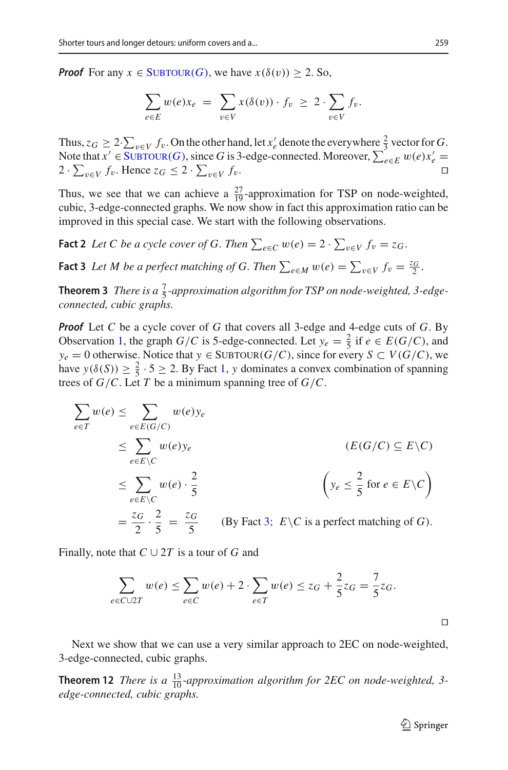***Proof*** For any $x \in \textsc{Subtour}(G)$, we have $x(\delta(v)) \geq 2$. So,

$$\sum_{e \in E} w(e) x_e \;=\; \sum_{v \in V} x(\delta(v)) \cdot f_v \;\geq\; 2 \cdot \sum_{v \in V} f_v.$$

Thus, $z_G \geq 2 \cdot \sum_{v \in V} f_v$. On the other hand, let $x'_e$ denote the everywhere $\frac{2}{3}$ vector for $G$. Note that $x' \in \textsc{Subtour}(G)$, since $G$ is 3-edge-connected. Moreover, $\sum_{e \in E} w(e) x'_e = 2 \cdot \sum_{v \in V} f_v$. Hence $z_G \leq 2 \cdot \sum_{v \in V} f_v$. □

Thus, we see that we can achieve a $\frac{27}{19}$-approximation for TSP on node-weighted, cubic, 3-edge-connected graphs. We now show in fact this approximation ratio can be improved in this special case. We start with the following observations.

**Fact 2** *Let $C$ be a cycle cover of $G$. Then $\sum_{e \in C} w(e) = 2 \cdot \sum_{v \in V} f_v = z_G$.*

**Fact 3** *Let $M$ be a perfect matching of $G$. Then $\sum_{e \in M} w(e) = \sum_{v \in V} f_v = \frac{z_G}{2}$.*

**Theorem 3** *There is a $\frac{7}{5}$-approximation algorithm for TSP on node-weighted, 3-edge-connected, cubic graphs.*

***Proof*** Let $C$ be a cycle cover of $G$ that covers all 3-edge and 4-edge cuts of $G$. By Observation 1, the graph $G/C$ is 5-edge-connected. Let $y_e = \frac{2}{5}$ if $e \in E(G/C)$, and $y_e = 0$ otherwise. Notice that $y \in \textsc{Subtour}(G/C)$, since for every $S \subset V(G/C)$, we have $y(\delta(S)) \geq \frac{2}{5} \cdot 5 \geq 2$. By Fact 1, $y$ dominates a convex combination of spanning trees of $G/C$. Let $T$ be a minimum spanning tree of $G/C$.

$$\begin{aligned}
\sum_{e \in T} w(e) &\leq \sum_{e \in E(G/C)} w(e) y_e \\
&\leq \sum_{e \in E \setminus C} w(e) y_e && (E(G/C) \subseteq E \setminus C) \\
&\leq \sum_{e \in E \setminus C} w(e) \cdot \frac{2}{5} && \left(y_e \leq \frac{2}{5} \text{ for } e \in E \setminus C\right) \\
&= \frac{z_G}{2} \cdot \frac{2}{5} = \frac{z_G}{5} && (\text{By Fact 3; } E \setminus C \text{ is a perfect matching of } G).
\end{aligned}$$

Finally, note that $C \cup 2T$ is a tour of $G$ and

$$\sum_{e \in C \cup 2T} w(e) \leq \sum_{e \in C} w(e) + 2 \cdot \sum_{e \in T} w(e) \leq z_G + \frac{2}{5} z_G = \frac{7}{5} z_G.$$

□

Next we show that we can use a very similar approach to 2EC on node-weighted, 3-edge-connected, cubic graphs.

**Theorem 12** *There is a $\frac{13}{10}$-approximation algorithm for 2EC on node-weighted, 3-edge-connected, cubic graphs.*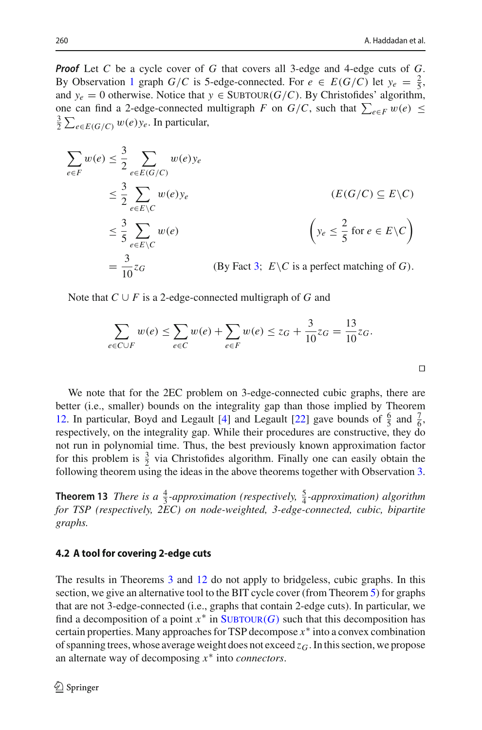***Proof*** Let $C$ be a cycle cover of $G$ that covers all 3-edge and 4-edge cuts of $G$. By Observation 1 graph $G/C$ is 5-edge-connected. For $e \in E(G/C)$ let $y_e = \frac{2}{5}$, and $y_e = 0$ otherwise. Notice that $y \in \text{SUBTOUR}(G/C)$. By Christofides' algorithm, one can find a 2-edge-connected multigraph $F$ on $G/C$, such that $\sum_{e \in F} w(e) \leq \frac{3}{2} \sum_{e \in E(G/C)} w(e) y_e$. In particular,

$$
\begin{aligned}
\sum_{e \in F} w(e) &\leq \frac{3}{2} \sum_{e \in E(G/C)} w(e) y_e \\
&\leq \frac{3}{2} \sum_{e \in E \setminus C} w(e) y_e && (E(G/C) \subseteq E \setminus C) \\
&\leq \frac{3}{5} \sum_{e \in E \setminus C} w(e) && \left(y_e \leq \frac{2}{5} \text{ for } e \in E \setminus C\right) \\
&= \frac{3}{10} z_G && (\text{By Fact 3; } E \setminus C \text{ is a perfect matching of } G).
\end{aligned}
$$

Note that $C \cup F$ is a 2-edge-connected multigraph of $G$ and

$$
\sum_{e \in C \cup F} w(e) \leq \sum_{e \in C} w(e) + \sum_{e \in F} w(e) \leq z_G + \frac{3}{10} z_G = \frac{13}{10} z_G.
$$

□

We note that for the 2EC problem on 3-edge-connected cubic graphs, there are better (i.e., smaller) bounds on the integrality gap than those implied by Theorem 12. In particular, Boyd and Legault [4] and Legault [22] gave bounds of $\frac{6}{5}$ and $\frac{7}{6}$, respectively, on the integrality gap. While their procedures are constructive, they do not run in polynomial time. Thus, the best previously known approximation factor for this problem is $\frac{3}{2}$ via Christofides algorithm. Finally one can easily obtain the following theorem using the ideas in the above theorems together with Observation 3.

**Theorem 13** *There is a $\frac{4}{3}$-approximation (respectively, $\frac{5}{4}$-approximation) algorithm for TSP (respectively, 2EC) on node-weighted, 3-edge-connected, cubic, bipartite graphs.*

### 4.2 A tool for covering 2-edge cuts

The results in Theorems 3 and 12 do not apply to bridgeless, cubic graphs. In this section, we give an alternative tool to the BIT cycle cover (from Theorem 5) for graphs that are not 3-edge-connected (i.e., graphs that contain 2-edge cuts). In particular, we find a decomposition of a point $x^*$ in $\text{SUBTOUR}(G)$ such that this decomposition has certain properties. Many approaches for TSP decompose $x^*$ into a convex combination of spanning trees, whose average weight does not exceed $z_G$. In this section, we propose an alternate way of decomposing $x^*$ into *connectors*.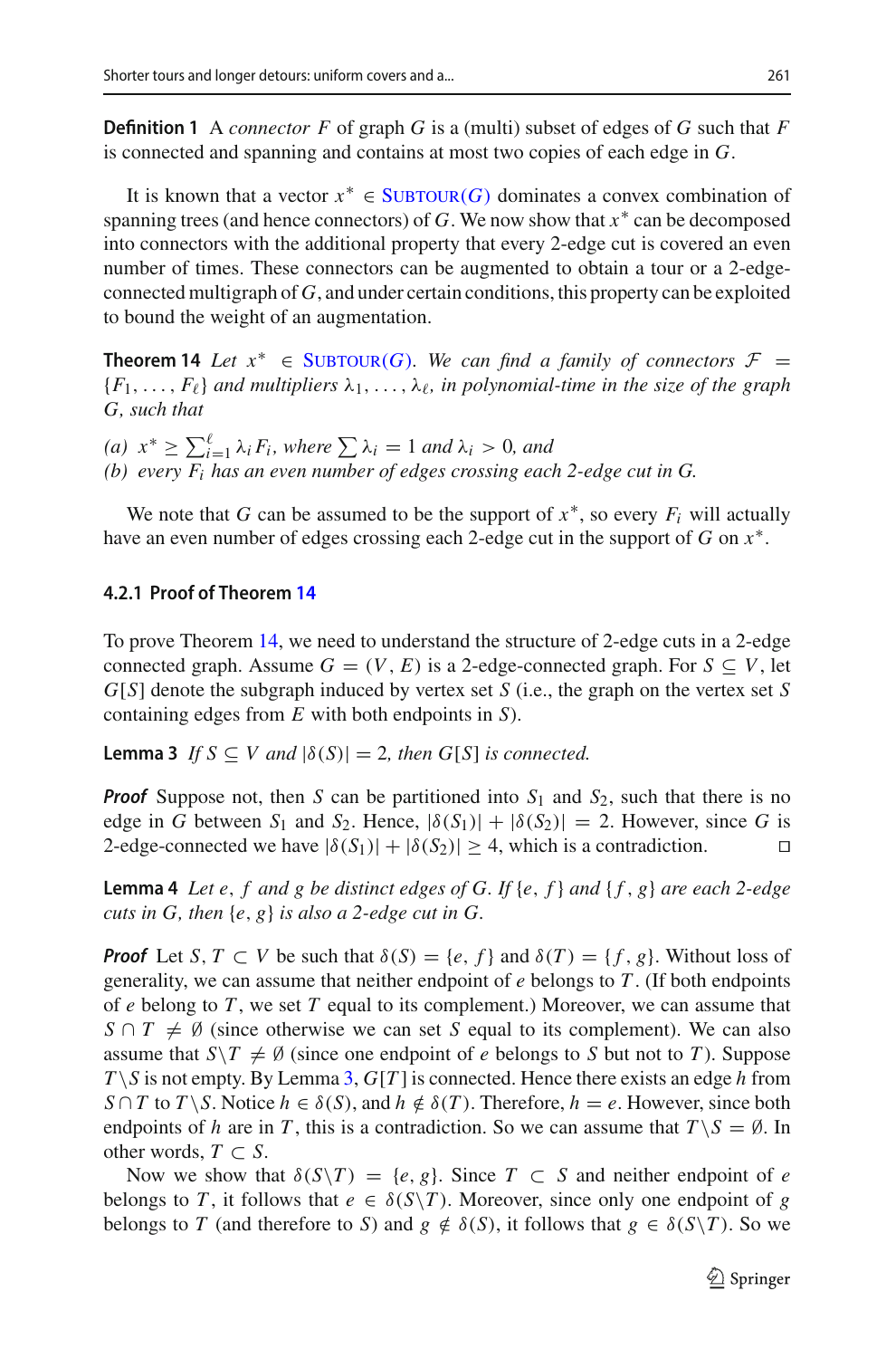**Definition 1** A *connector* $F$ of graph $G$ is a (multi) subset of edges of $G$ such that $F$ is connected and spanning and contains at most two copies of each edge in $G$.

It is known that a vector $x^* \in$ SUBTOUR($G$) dominates a convex combination of spanning trees (and hence connectors) of $G$. We now show that $x^*$ can be decomposed into connectors with the additional property that every 2-edge cut is covered an even number of times. These connectors can be augmented to obtain a tour or a 2-edge-connected multigraph of $G$, and under certain conditions, this property can be exploited to bound the weight of an augmentation.

**Theorem 14** *Let $x^* \in$ SUBTOUR($G$). We can find a family of connectors $\mathcal{F} = \{F_1, \ldots, F_\ell\}$ and multipliers $\lambda_1, \ldots, \lambda_\ell$, in polynomial-time in the size of the graph $G$, such that*

*(a) $x^* \geq \sum_{i=1}^{\ell} \lambda_i F_i$, where $\sum \lambda_i = 1$ and $\lambda_i > 0$, and*
*(b) every $F_i$ has an even number of edges crossing each 2-edge cut in $G$.*

We note that $G$ can be assumed to be the support of $x^*$, so every $F_i$ will actually have an even number of edges crossing each 2-edge cut in the support of $G$ on $x^*$.

#### 4.2.1 Proof of Theorem 14

To prove Theorem 14, we need to understand the structure of 2-edge cuts in a 2-edge connected graph. Assume $G = (V, E)$ is a 2-edge-connected graph. For $S \subseteq V$, let $G[S]$ denote the subgraph induced by vertex set $S$ (i.e., the graph on the vertex set $S$ containing edges from $E$ with both endpoints in $S$).

**Lemma 3** *If $S \subseteq V$ and $|\delta(S)| = 2$, then $G[S]$ is connected.*

***Proof*** Suppose not, then $S$ can be partitioned into $S_1$ and $S_2$, such that there is no edge in $G$ between $S_1$ and $S_2$. Hence, $|\delta(S_1)| + |\delta(S_2)| = 2$. However, since $G$ is 2-edge-connected we have $|\delta(S_1)| + |\delta(S_2)| \geq 4$, which is a contradiction. □

**Lemma 4** *Let $e$, $f$ and $g$ be distinct edges of $G$. If $\{e, f\}$ and $\{f, g\}$ are each 2-edge cuts in $G$, then $\{e, g\}$ is also a 2-edge cut in $G$.*

***Proof*** Let $S, T \subset V$ be such that $\delta(S) = \{e, f\}$ and $\delta(T) = \{f, g\}$. Without loss of generality, we can assume that neither endpoint of $e$ belongs to $T$. (If both endpoints of $e$ belong to $T$, we set $T$ equal to its complement.) Moreover, we can assume that $S \cap T \neq \emptyset$ (since otherwise we can set $S$ equal to its complement). We can also assume that $S \backslash T \neq \emptyset$ (since one endpoint of $e$ belongs to $S$ but not to $T$). Suppose $T \backslash S$ is not empty. By Lemma 3, $G[T]$ is connected. Hence there exists an edge $h$ from $S \cap T$ to $T \backslash S$. Notice $h \in \delta(S)$, and $h \notin \delta(T)$. Therefore, $h = e$. However, since both endpoints of $h$ are in $T$, this is a contradiction. So we can assume that $T \backslash S = \emptyset$. In other words, $T \subset S$.

Now we show that $\delta(S \backslash T) = \{e, g\}$. Since $T \subset S$ and neither endpoint of $e$ belongs to $T$, it follows that $e \in \delta(S \backslash T)$. Moreover, since only one endpoint of $g$ belongs to $T$ (and therefore to $S$) and $g \notin \delta(S)$, it follows that $g \in \delta(S \backslash T)$. So we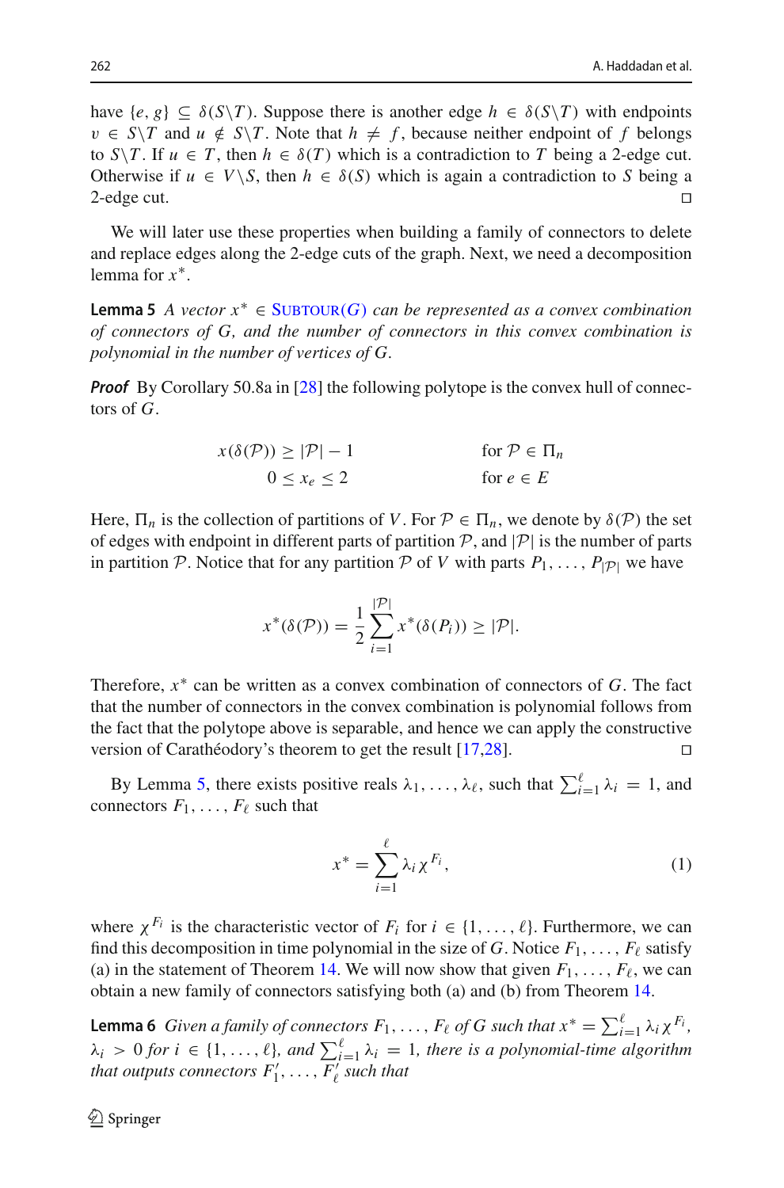have $\{e, g\} \subseteq \delta(S \backslash T)$. Suppose there is another edge $h \in \delta(S \backslash T)$ with endpoints $v \in S \backslash T$ and $u \notin S \backslash T$. Note that $h \neq f$, because neither endpoint of $f$ belongs to $S \backslash T$. If $u \in T$, then $h \in \delta(T)$ which is a contradiction to $T$ being a 2-edge cut. Otherwise if $u \in V \backslash S$, then $h \in \delta(S)$ which is again a contradiction to $S$ being a 2-edge cut. □

We will later use these properties when building a family of connectors to delete and replace edges along the 2-edge cuts of the graph. Next, we need a decomposition lemma for $x^*$.

**Lemma 5** *A vector $x^* \in$ SUBTOUR($G$) can be represented as a convex combination of connectors of $G$, and the number of connectors in this convex combination is polynomial in the number of vertices of $G$.*

***Proof*** By Corollary 50.8a in [28] the following polytope is the convex hull of connectors of $G$.

$$
\begin{aligned}
x(\delta(\mathcal{P})) &\geq |\mathcal{P}| - 1 && \text{for } \mathcal{P} \in \Pi_n \\
0 \leq x_e &\leq 2 && \text{for } e \in E
\end{aligned}
$$

Here, $\Pi_n$ is the collection of partitions of $V$. For $\mathcal{P} \in \Pi_n$, we denote by $\delta(\mathcal{P})$ the set of edges with endpoint in different parts of partition $\mathcal{P}$, and $|\mathcal{P}|$ is the number of parts in partition $\mathcal{P}$. Notice that for any partition $\mathcal{P}$ of $V$ with parts $P_1, \ldots, P_{|\mathcal{P}|}$ we have

$$
x^*(\delta(\mathcal{P})) = \frac{1}{2} \sum_{i=1}^{|\mathcal{P}|} x^*(\delta(P_i)) \geq |\mathcal{P}|.
$$

Therefore, $x^*$ can be written as a convex combination of connectors of $G$. The fact that the number of connectors in the convex combination is polynomial follows from the fact that the polytope above is separable, and hence we can apply the constructive version of Carathéodory's theorem to get the result [17,28]. □

By Lemma 5, there exists positive reals $\lambda_1, \ldots, \lambda_\ell$, such that $\sum_{i=1}^{\ell} \lambda_i = 1$, and connectors $F_1, \ldots, F_\ell$ such that

$$
x^* = \sum_{i=1}^{\ell} \lambda_i \chi^{F_i}, \tag{1}
$$

where $\chi^{F_i}$ is the characteristic vector of $F_i$ for $i \in \{1, \ldots, \ell\}$. Furthermore, we can find this decomposition in time polynomial in the size of $G$. Notice $F_1, \ldots, F_\ell$ satisfy (a) in the statement of Theorem 14. We will now show that given $F_1, \ldots, F_\ell$, we can obtain a new family of connectors satisfying both (a) and (b) from Theorem 14.

**Lemma 6** *Given a family of connectors $F_1, \ldots, F_\ell$ of $G$ such that $x^* = \sum_{i=1}^{\ell} \lambda_i \chi^{F_i}$, $\lambda_i > 0$ for $i \in \{1, \ldots, \ell\}$, and $\sum_{i=1}^{\ell} \lambda_i = 1$, there is a polynomial-time algorithm that outputs connectors $F'_1, \ldots, F'_\ell$ such that*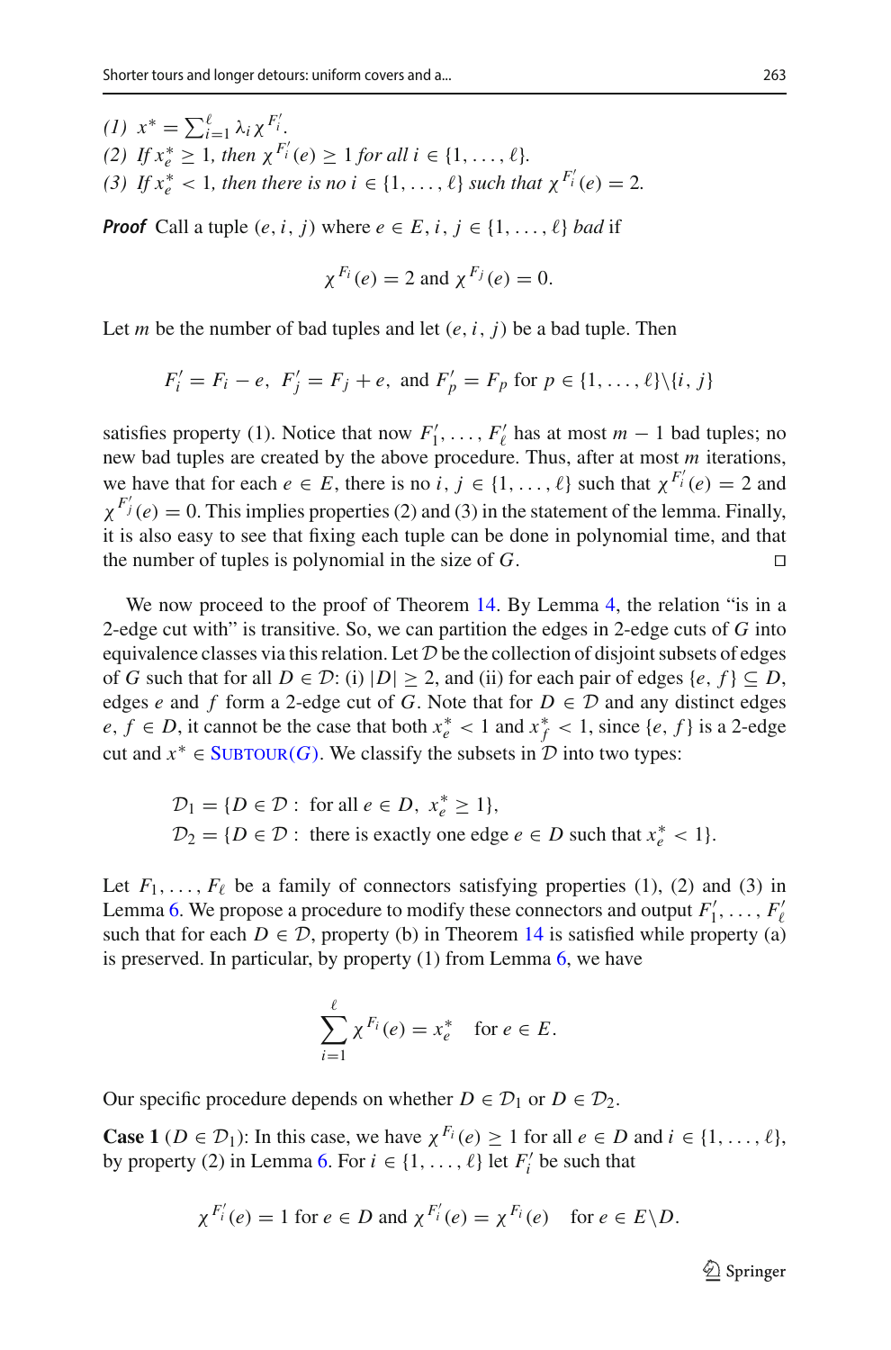*(1)* $x^* = \sum_{i=1}^{\ell} \lambda_i \chi^{F_i'}$.
*(2)* *If* $x_e^* \geq 1$*, then* $\chi^{F_i'}(e) \geq 1$ *for all* $i \in \{1, \ldots, \ell\}$.
*(3)* *If* $x_e^* < 1$*, then there is no* $i \in \{1, \ldots, \ell\}$ *such that* $\chi^{F_i'}(e) = 2$.

***Proof*** Call a tuple $(e, i, j)$ where $e \in E$, $i, j \in \{1, \ldots, \ell\}$ *bad* if

$$\chi^{F_i}(e) = 2 \text{ and } \chi^{F_j}(e) = 0.$$

Let $m$ be the number of bad tuples and let $(e, i, j)$ be a bad tuple. Then

$$F_i' = F_i - e,\ F_j' = F_j + e, \text{ and } F_p' = F_p \text{ for } p \in \{1, \ldots, \ell\} \backslash \{i, j\}$$

satisfies property (1). Notice that now $F_1', \ldots, F_\ell'$ has at most $m - 1$ bad tuples; no new bad tuples are created by the above procedure. Thus, after at most $m$ iterations, we have that for each $e \in E$, there is no $i, j \in \{1, \ldots, \ell\}$ such that $\chi^{F_i'}(e) = 2$ and $\chi^{F_j'}(e) = 0$. This implies properties (2) and (3) in the statement of the lemma. Finally, it is also easy to see that fixing each tuple can be done in polynomial time, and that the number of tuples is polynomial in the size of $G$. □

We now proceed to the proof of Theorem 14. By Lemma 4, the relation "is in a 2-edge cut with" is transitive. So, we can partition the edges in 2-edge cuts of $G$ into equivalence classes via this relation. Let $\mathcal{D}$ be the collection of disjoint subsets of edges of $G$ such that for all $D \in \mathcal{D}$: (i) $|D| \geq 2$, and (ii) for each pair of edges $\{e, f\} \subseteq D$, edges $e$ and $f$ form a 2-edge cut of $G$. Note that for $D \in \mathcal{D}$ and any distinct edges $e, f \in D$, it cannot be the case that both $x_e^* < 1$ and $x_f^* < 1$, since $\{e, f\}$ is a 2-edge cut and $x^* \in \text{SUBTOUR}(G)$. We classify the subsets in $\mathcal{D}$ into two types:

$$\mathcal{D}_1 = \{D \in \mathcal{D} :\ \text{for all } e \in D,\ x_e^* \geq 1\},$$
$$\mathcal{D}_2 = \{D \in \mathcal{D} :\ \text{there is exactly one edge } e \in D \text{ such that } x_e^* < 1\}.$$

Let $F_1, \ldots, F_\ell$ be a family of connectors satisfying properties (1), (2) and (3) in Lemma 6. We propose a procedure to modify these connectors and output $F_1', \ldots, F_\ell'$ such that for each $D \in \mathcal{D}$, property (b) in Theorem 14 is satisfied while property (a) is preserved. In particular, by property (1) from Lemma 6, we have

$$\sum_{i=1}^{\ell} \chi^{F_i}(e) = x_e^* \quad \text{for } e \in E.$$

Our specific procedure depends on whether $D \in \mathcal{D}_1$ or $D \in \mathcal{D}_2$.

**Case 1** ($D \in \mathcal{D}_1$): In this case, we have $\chi^{F_i}(e) \geq 1$ for all $e \in D$ and $i \in \{1, \ldots, \ell\}$, by property (2) in Lemma 6. For $i \in \{1, \ldots, \ell\}$ let $F_i'$ be such that

$$\chi^{F_i'}(e) = 1 \text{ for } e \in D \text{ and } \chi^{F_i'}(e) = \chi^{F_i}(e) \quad \text{for } e \in E \backslash D.$$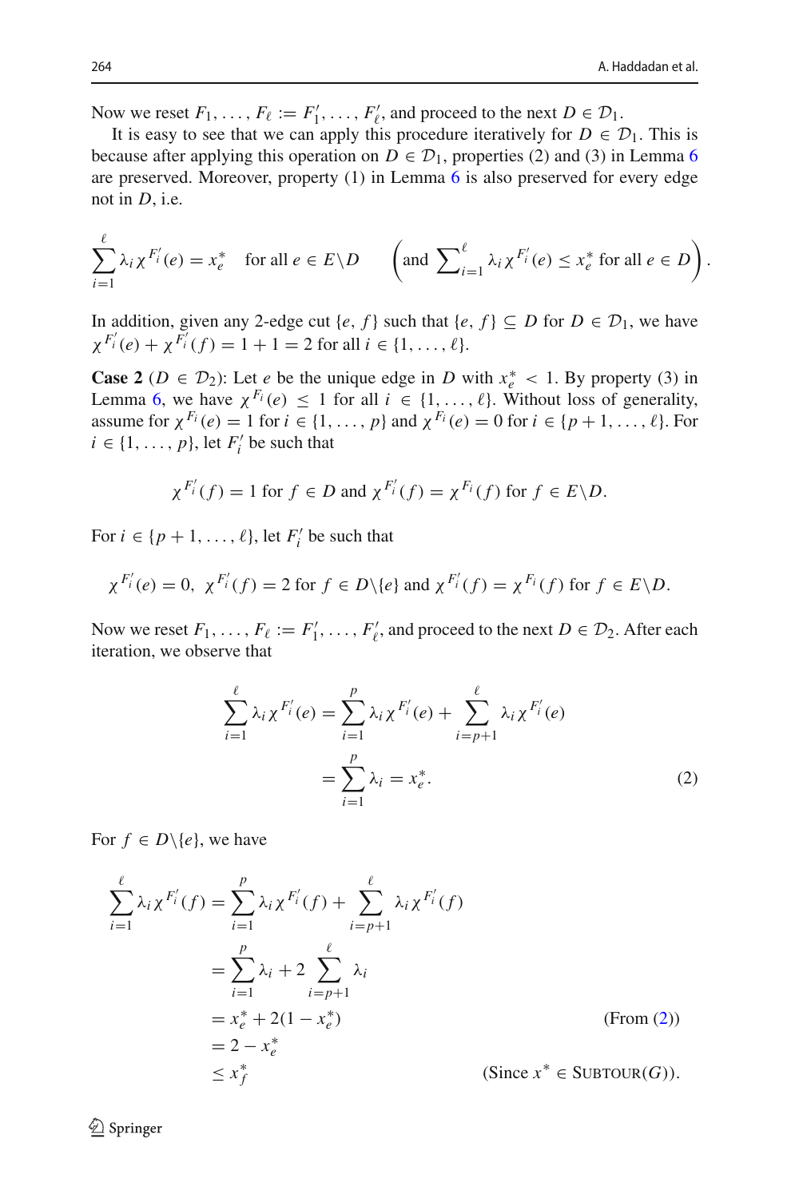Now we reset $F_1, \ldots, F_\ell := F'_1, \ldots, F'_\ell$, and proceed to the next $D \in \mathcal{D}_1$.

It is easy to see that we can apply this procedure iteratively for $D \in \mathcal{D}_1$. This is because after applying this operation on $D \in \mathcal{D}_1$, properties (2) and (3) in Lemma 6 are preserved. Moreover, property (1) in Lemma 6 is also preserved for every edge not in $D$, i.e.

$$\sum_{i=1}^{\ell} \lambda_i \chi^{F'_i}(e) = x^*_e \quad \text{for all } e \in E \backslash D \qquad \left( \text{and } \sum\nolimits_{i=1}^{\ell} \lambda_i \chi^{F'_i}(e) \leq x^*_e \text{ for all } e \in D \right).$$

In addition, given any 2-edge cut $\{e, f\}$ such that $\{e, f\} \subseteq D$ for $D \in \mathcal{D}_1$, we have $\chi^{F'_i}(e) + \chi^{F'_i}(f) = 1 + 1 = 2$ for all $i \in \{1, \ldots, \ell\}$.

**Case 2** ($D \in \mathcal{D}_2$): Let $e$ be the unique edge in $D$ with $x^*_e < 1$. By property (3) in Lemma 6, we have $\chi^{F_i}(e) \leq 1$ for all $i \in \{1, \ldots, \ell\}$. Without loss of generality, assume for $\chi^{F_i}(e) = 1$ for $i \in \{1, \ldots, p\}$ and $\chi^{F_i}(e) = 0$ for $i \in \{p+1, \ldots, \ell\}$. For $i \in \{1, \ldots, p\}$, let $F'_i$ be such that

$$\chi^{F'_i}(f) = 1 \text{ for } f \in D \text{ and } \chi^{F'_i}(f) = \chi^{F_i}(f) \text{ for } f \in E \backslash D.$$

For $i \in \{p+1, \ldots, \ell\}$, let $F'_i$ be such that

$$\chi^{F'_i}(e) = 0,\ \chi^{F'_i}(f) = 2 \text{ for } f \in D \backslash \{e\} \text{ and } \chi^{F'_i}(f) = \chi^{F_i}(f) \text{ for } f \in E \backslash D.$$

Now we reset $F_1, \ldots, F_\ell := F'_1, \ldots, F'_\ell$, and proceed to the next $D \in \mathcal{D}_2$. After each iteration, we observe that

$$\begin{aligned} \sum_{i=1}^{\ell} \lambda_i \chi^{F'_i}(e) &= \sum_{i=1}^{p} \lambda_i \chi^{F'_i}(e) + \sum_{i=p+1}^{\ell} \lambda_i \chi^{F'_i}(e) \\ &= \sum_{i=1}^{p} \lambda_i = x^*_e. \end{aligned} \tag{2}$$

For $f \in D \backslash \{e\}$, we have

$$\begin{aligned} \sum_{i=1}^{\ell} \lambda_i \chi^{F'_i}(f) &= \sum_{i=1}^{p} \lambda_i \chi^{F'_i}(f) + \sum_{i=p+1}^{\ell} \lambda_i \chi^{F'_i}(f) \\ &= \sum_{i=1}^{p} \lambda_i + 2 \sum_{i=p+1}^{\ell} \lambda_i \\ &= x^*_e + 2(1 - x^*_e) && \text{(From (2))} \\ &= 2 - x^*_e \\ &\leq x^*_f && (\text{Since } x^* \in \textsc{Subtour}(G)). \end{aligned}$$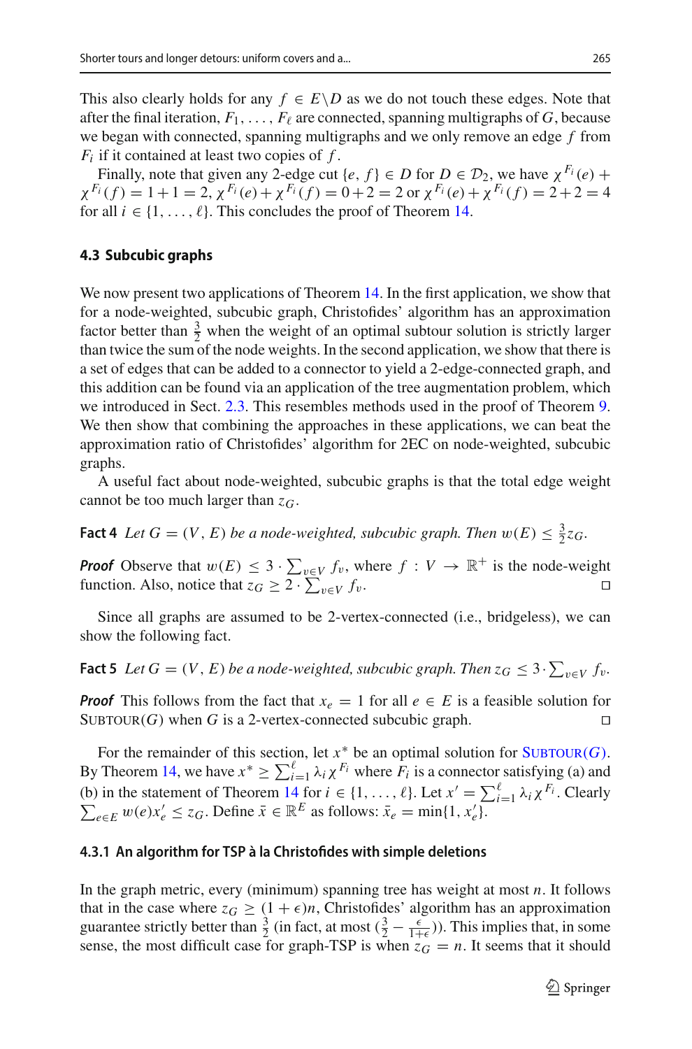This also clearly holds for any $f \in E \backslash D$ as we do not touch these edges. Note that after the final iteration, $F_1, \ldots, F_\ell$ are connected, spanning multigraphs of $G$, because we began with connected, spanning multigraphs and we only remove an edge $f$ from $F_i$ if it contained at least two copies of $f$.

Finally, note that given any 2-edge cut $\{e, f\} \in D$ for $D \in \mathcal{D}_2$, we have $\chi^{F_i}(e) + \chi^{F_i}(f) = 1 + 1 = 2$, $\chi^{F_i}(e) + \chi^{F_i}(f) = 0 + 2 = 2$ or $\chi^{F_i}(e) + \chi^{F_i}(f) = 2 + 2 = 4$ for all $i \in \{1, \ldots, \ell\}$. This concludes the proof of Theorem 14.

### 4.3 Subcubic graphs

We now present two applications of Theorem 14. In the first application, we show that for a node-weighted, subcubic graph, Christofides' algorithm has an approximation factor better than $\frac{3}{2}$ when the weight of an optimal subtour solution is strictly larger than twice the sum of the node weights. In the second application, we show that there is a set of edges that can be added to a connector to yield a 2-edge-connected graph, and this addition can be found via an application of the tree augmentation problem, which we introduced in Sect. 2.3. This resembles methods used in the proof of Theorem 9. We then show that combining the approaches in these applications, we can beat the approximation ratio of Christofides' algorithm for 2EC on node-weighted, subcubic graphs.

A useful fact about node-weighted, subcubic graphs is that the total edge weight cannot be too much larger than $z_G$.

**Fact 4** *Let $G = (V, E)$ be a node-weighted, subcubic graph. Then $w(E) \leq \frac{3}{2} z_G$.*

***Proof*** Observe that $w(E) \leq 3 \cdot \sum_{v \in V} f_v$, where $f : V \to \mathbb{R}^+$ is the node-weight function. Also, notice that $z_G \geq 2 \cdot \sum_{v \in V} f_v$. □

Since all graphs are assumed to be 2-vertex-connected (i.e., bridgeless), we can show the following fact.

**Fact 5** *Let $G = (V, E)$ be a node-weighted, subcubic graph. Then $z_G \leq 3 \cdot \sum_{v \in V} f_v$.*

***Proof*** This follows from the fact that $x_e = 1$ for all $e \in E$ is a feasible solution for SUBTOUR($G$) when $G$ is a 2-vertex-connected subcubic graph. □

For the remainder of this section, let $x^*$ be an optimal solution for SUBTOUR($G$). By Theorem 14, we have $x^* \geq \sum_{i=1}^{\ell} \lambda_i \chi^{F_i}$ where $F_i$ is a connector satisfying (a) and (b) in the statement of Theorem 14 for $i \in \{1, \ldots, \ell\}$. Let $x' = \sum_{i=1}^{\ell} \lambda_i \chi^{F_i}$. Clearly $\sum_{e \in E} w(e) x'_e \leq z_G$. Define $\bar{x} \in \mathbb{R}^E$ as follows: $\bar{x}_e = \min\{1, x'_e\}$.

#### 4.3.1 An algorithm for TSP à la Christofides with simple deletions

In the graph metric, every (minimum) spanning tree has weight at most $n$. It follows that in the case where $z_G \geq (1 + \epsilon)n$, Christofides' algorithm has an approximation guarantee strictly better than $\frac{3}{2}$ (in fact, at most $(\frac{3}{2} - \frac{\epsilon}{1+\epsilon})$). This implies that, in some sense, the most difficult case for graph-TSP is when $z_G = n$. It seems that it should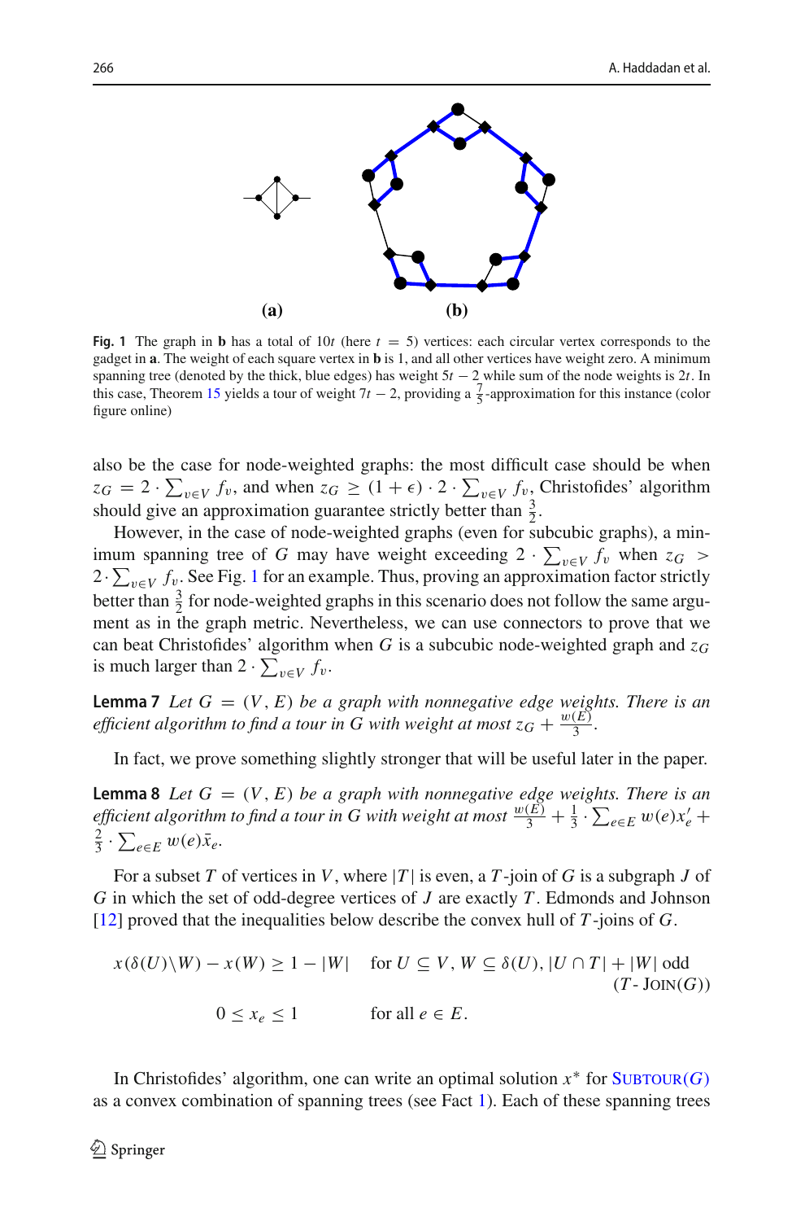**(a)** **(b)**

**Fig. 1** The graph in **b** has a total of $10t$ (here $t = 5$) vertices: each circular vertex corresponds to the gadget in **a**. The weight of each square vertex in **b** is 1, and all other vertices have weight zero. A minimum spanning tree (denoted by the thick, blue edges) has weight $5t - 2$ while sum of the node weights is $2t$. In this case, Theorem 15 yields a tour of weight $7t - 2$, providing a $\frac{7}{5}$-approximation for this instance (color figure online)

also be the case for node-weighted graphs: the most difficult case should be when $z_G = 2 \cdot \sum_{v \in V} f_v$, and when $z_G \geq (1 + \epsilon) \cdot 2 \cdot \sum_{v \in V} f_v$, Christofides' algorithm should give an approximation guarantee strictly better than $\frac{3}{2}$.

However, in the case of node-weighted graphs (even for subcubic graphs), a minimum spanning tree of $G$ may have weight exceeding $2 \cdot \sum_{v \in V} f_v$ when $z_G > 2 \cdot \sum_{v \in V} f_v$. See Fig. 1 for an example. Thus, proving an approximation factor strictly better than $\frac{3}{2}$ for node-weighted graphs in this scenario does not follow the same argument as in the graph metric. Nevertheless, we can use connectors to prove that we can beat Christofides' algorithm when $G$ is a subcubic node-weighted graph and $z_G$ is much larger than $2 \cdot \sum_{v \in V} f_v$.

**Lemma 7** *Let $G = (V, E)$ be a graph with nonnegative edge weights. There is an efficient algorithm to find a tour in $G$ with weight at most $z_G + \frac{w(E)}{3}$.*

In fact, we prove something slightly stronger that will be useful later in the paper.

**Lemma 8** *Let $G = (V, E)$ be a graph with nonnegative edge weights. There is an efficient algorithm to find a tour in $G$ with weight at most $\frac{w(E)}{3} + \frac{1}{3} \cdot \sum_{e \in E} w(e)x'_e + \frac{2}{3} \cdot \sum_{e \in E} w(e)\bar{x}_e$.*

For a subset $T$ of vertices in $V$, where $|T|$ is even, a $T$-join of $G$ is a subgraph $J$ of $G$ in which the set of odd-degree vertices of $J$ are exactly $T$. Edmonds and Johnson [12] proved that the inequalities below describe the convex hull of $T$-joins of $G$.

$$x(\delta(U) \setminus W) - x(W) \geq 1 - |W| \quad \text{for } U \subseteq V, W \subseteq \delta(U), |U \cap T| + |W| \text{ odd} \qquad (T\text{-}\textsc{Join}(G))$$

$$0 \leq x_e \leq 1 \qquad \text{for all } e \in E.$$

In Christofides' algorithm, one can write an optimal solution $x^*$ for $\textsc{Subtour}(G)$ as a convex combination of spanning trees (see Fact 1). Each of these spanning trees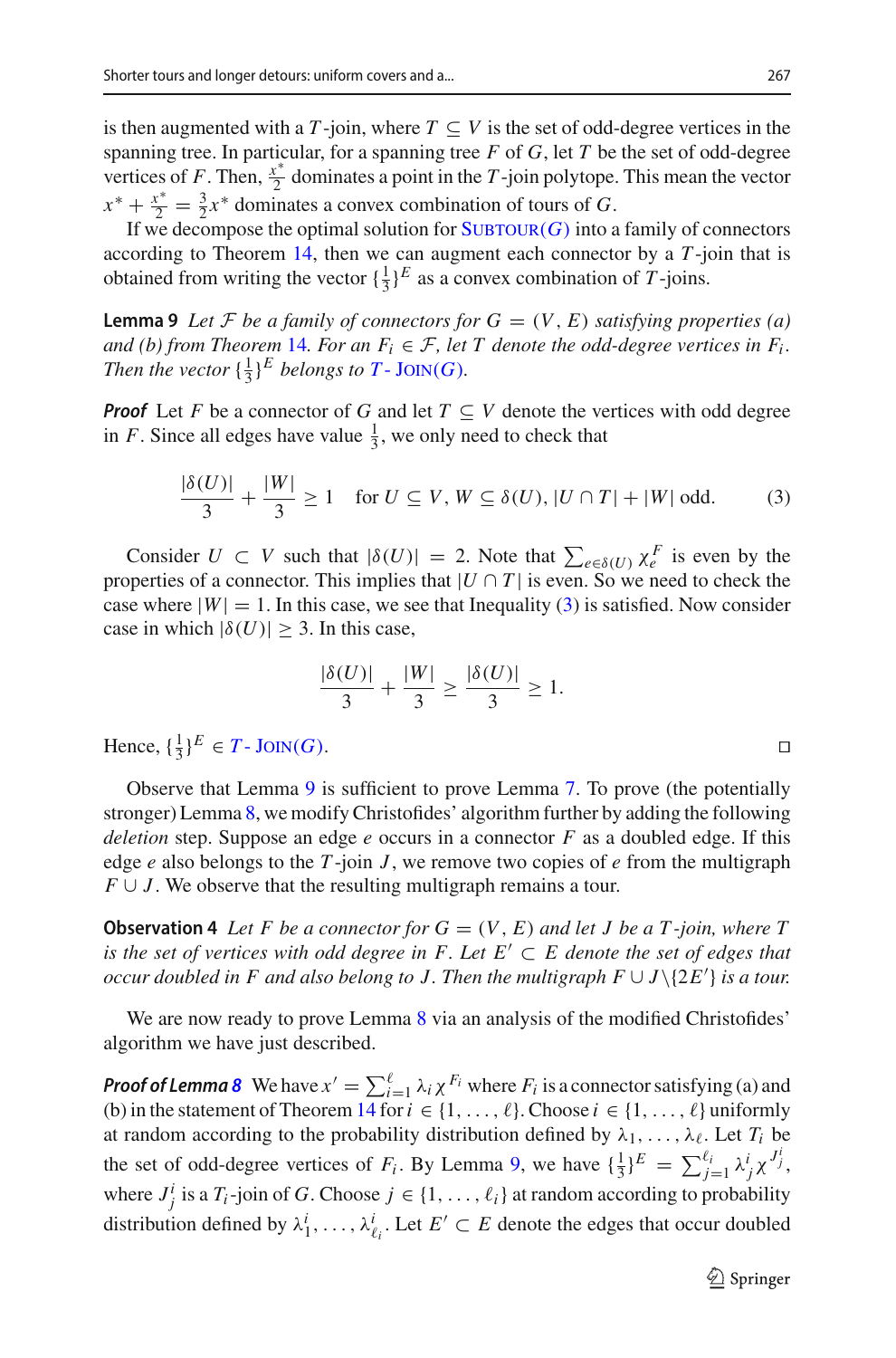is then augmented with a $T$-join, where $T \subseteq V$ is the set of odd-degree vertices in the spanning tree. In particular, for a spanning tree $F$ of $G$, let $T$ be the set of odd-degree vertices of $F$. Then, $\frac{x^*}{2}$ dominates a point in the $T$-join polytope. This mean the vector $x^* + \frac{x^*}{2} = \frac{3}{2}x^*$ dominates a convex combination of tours of $G$.

If we decompose the optimal solution for Subtour($G$) into a family of connectors according to Theorem 14, then we can augment each connector by a $T$-join that is obtained from writing the vector $\{\frac{1}{3}\}^E$ as a convex combination of $T$-joins.

**Lemma 9** *Let $\mathcal{F}$ be a family of connectors for $G = (V, E)$ satisfying properties (a) and (b) from Theorem 14. For an $F_i \in \mathcal{F}$, let $T$ denote the odd-degree vertices in $F_i$. Then the vector $\{\frac{1}{3}\}^E$ belongs to $T$-Join($G$).*

***Proof*** Let $F$ be a connector of $G$ and let $T \subseteq V$ denote the vertices with odd degree in $F$. Since all edges have value $\frac{1}{3}$, we only need to check that

$$\frac{|\delta(U)|}{3} + \frac{|W|}{3} \geq 1 \quad \text{for } U \subseteq V,\, W \subseteq \delta(U),\, |U \cap T| + |W| \text{ odd.} \tag{3}$$

Consider $U \subset V$ such that $|\delta(U)| = 2$. Note that $\sum_{e \in \delta(U)} \chi_e^F$ is even by the properties of a connector. This implies that $|U \cap T|$ is even. So we need to check the case where $|W| = 1$. In this case, we see that Inequality (3) is satisfied. Now consider case in which $|\delta(U)| \geq 3$. In this case,

$$\frac{|\delta(U)|}{3} + \frac{|W|}{3} \geq \frac{|\delta(U)|}{3} \geq 1.$$

Hence, $\{\frac{1}{3}\}^E \in T$-Join($G$). □

Observe that Lemma 9 is sufficient to prove Lemma 7. To prove (the potentially stronger) Lemma 8, we modify Christofides' algorithm further by adding the following *deletion* step. Suppose an edge $e$ occurs in a connector $F$ as a doubled edge. If this edge $e$ also belongs to the $T$-join $J$, we remove two copies of $e$ from the multigraph $F \cup J$. We observe that the resulting multigraph remains a tour.

**Observation 4** *Let $F$ be a connector for $G = (V, E)$ and let $J$ be a $T$-join, where $T$ is the set of vertices with odd degree in $F$. Let $E' \subset E$ denote the set of edges that occur doubled in $F$ and also belong to $J$. Then the multigraph $F \cup J \backslash \{2E'\}$ is a tour.*

We are now ready to prove Lemma 8 via an analysis of the modified Christofides' algorithm we have just described.

***Proof of Lemma 8*** We have $x' = \sum_{i=1}^{\ell} \lambda_i \chi^{F_i}$ where $F_i$ is a connector satisfying (a) and (b) in the statement of Theorem 14 for $i \in \{1, \ldots, \ell\}$. Choose $i \in \{1, \ldots, \ell\}$ uniformly at random according to the probability distribution defined by $\lambda_1, \ldots, \lambda_\ell$. Let $T_i$ be the set of odd-degree vertices of $F_i$. By Lemma 9, we have $\{\frac{1}{3}\}^E = \sum_{j=1}^{\ell_i} \lambda_j^i \chi^{J_j^i}$, where $J_j^i$ is a $T_i$-join of $G$. Choose $j \in \{1, \ldots, \ell_i\}$ at random according to probability distribution defined by $\lambda_1^i, \ldots, \lambda_{\ell_i}^i$. Let $E' \subset E$ denote the edges that occur doubled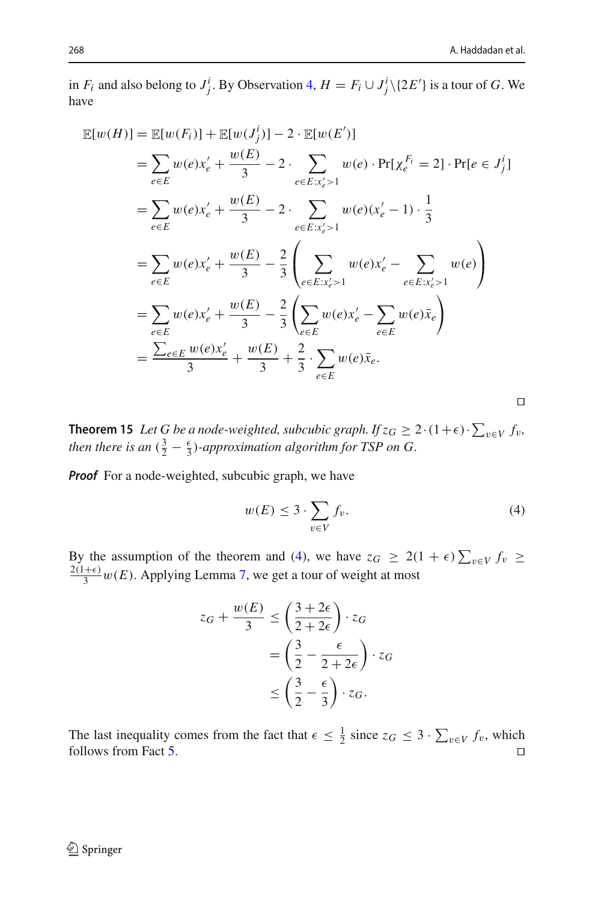in $F_i$ and also belong to $J^i_j$. By Observation 4, $H = F_i \cup J^i_j \backslash \{2E'\}$ is a tour of $G$. We have

$$
\begin{aligned}
\mathbb{E}[w(H)] &= \mathbb{E}[w(F_i)] + \mathbb{E}[w(J^i_j)] - 2 \cdot \mathbb{E}[w(E')] \\
&= \sum_{e \in E} w(e)x'_e + \frac{w(E)}{3} - 2 \cdot \sum_{e \in E : x'_e > 1} w(e) \cdot \Pr[\chi^{F_i}_e = 2] \cdot \Pr[e \in J^i_j] \\
&= \sum_{e \in E} w(e)x'_e + \frac{w(E)}{3} - 2 \cdot \sum_{e \in E : x'_e > 1} w(e)(x'_e - 1) \cdot \frac{1}{3} \\
&= \sum_{e \in E} w(e)x'_e + \frac{w(E)}{3} - \frac{2}{3} \left( \sum_{e \in E : x'_e > 1} w(e)x'_e - \sum_{e \in E : x'_e > 1} w(e) \right) \\
&= \sum_{e \in E} w(e)x'_e + \frac{w(E)}{3} - \frac{2}{3} \left( \sum_{e \in E} w(e)x'_e - \sum_{e \in E} w(e)\bar{x}_e \right) \\
&= \frac{\sum_{e \in E} w(e)x'_e}{3} + \frac{w(E)}{3} + \frac{2}{3} \cdot \sum_{e \in E} w(e)\bar{x}_e.
\end{aligned}
$$

□

**Theorem 15** *Let $G$ be a node-weighted, subcubic graph. If $z_G \geq 2 \cdot (1+\epsilon) \cdot \sum_{v \in V} f_v$, then there is an $(\frac{3}{2} - \frac{\epsilon}{3})$-approximation algorithm for TSP on $G$.*

***Proof*** For a node-weighted, subcubic graph, we have

$$
w(E) \leq 3 \cdot \sum_{v \in V} f_v. \tag{4}
$$

By the assumption of the theorem and (4), we have $z_G \geq 2(1+\epsilon) \sum_{v \in V} f_v \geq \frac{2(1+\epsilon)}{3} w(E)$. Applying Lemma 7, we get a tour of weight at most

$$
\begin{aligned}
z_G + \frac{w(E)}{3} &\leq \left( \frac{3 + 2\epsilon}{2 + 2\epsilon} \right) \cdot z_G \\
&= \left( \frac{3}{2} - \frac{\epsilon}{2 + 2\epsilon} \right) \cdot z_G \\
&\leq \left( \frac{3}{2} - \frac{\epsilon}{3} \right) \cdot z_G.
\end{aligned}
$$

The last inequality comes from the fact that $\epsilon \leq \frac{1}{2}$ since $z_G \leq 3 \cdot \sum_{v \in V} f_v$, which follows from Fact 5. □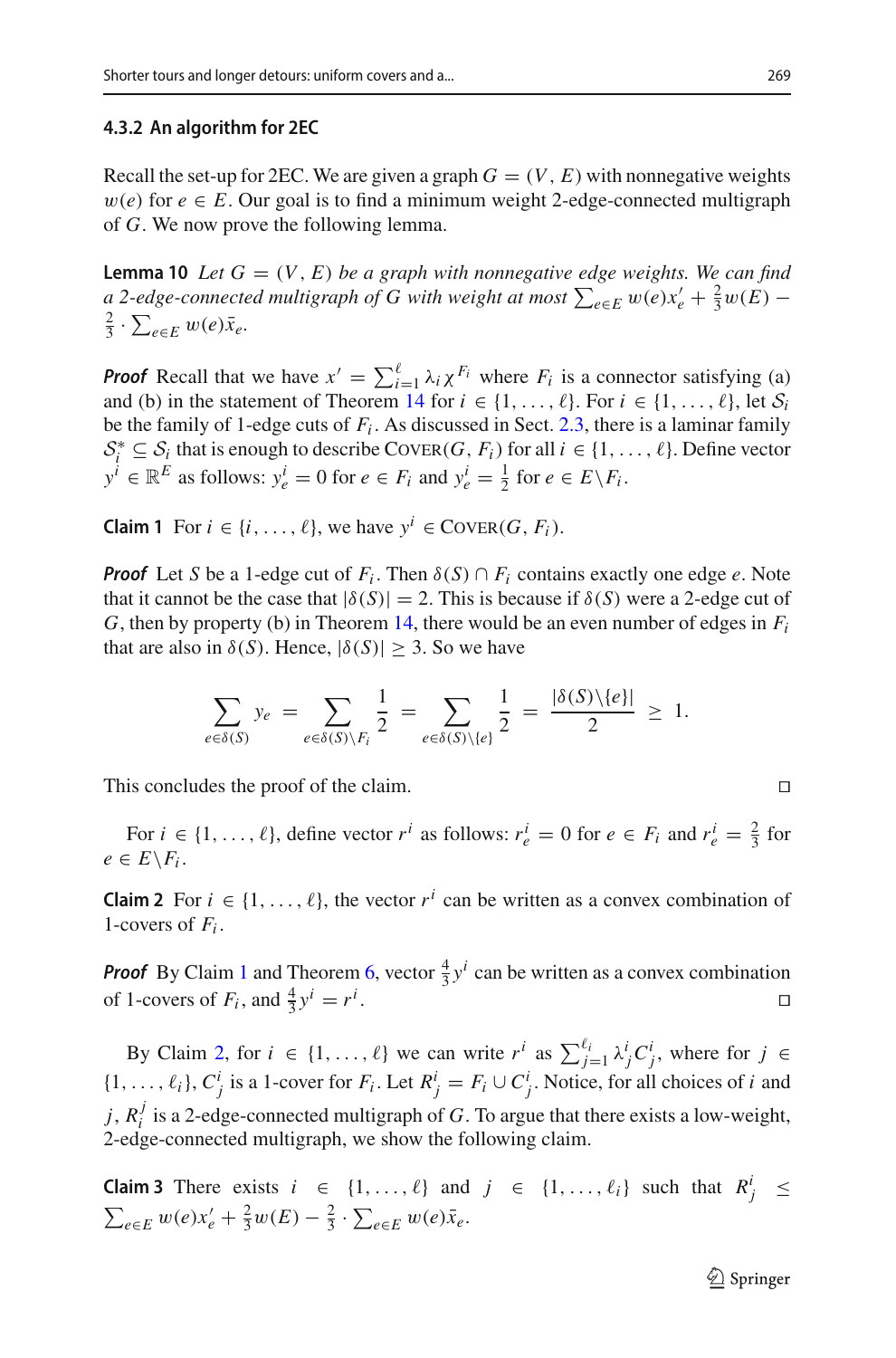### 4.3.2 An algorithm for 2EC

Recall the set-up for 2EC. We are given a graph $G = (V, E)$ with nonnegative weights $w(e)$ for $e \in E$. Our goal is to find a minimum weight 2-edge-connected multigraph of $G$. We now prove the following lemma.

**Lemma 10** *Let $G = (V, E)$ be a graph with nonnegative edge weights. We can find a 2-edge-connected multigraph of $G$ with weight at most $\sum_{e\in E} w(e)x'_e + \frac{2}{3}w(E) - \frac{2}{3} \cdot \sum_{e\in E} w(e)\bar{x}_e$.*

***Proof*** Recall that we have $x' = \sum_{i=1}^{\ell} \lambda_i \chi^{F_i}$ where $F_i$ is a connector satisfying (a) and (b) in the statement of Theorem 14 for $i \in \{1, \ldots, \ell\}$. For $i \in \{1, \ldots, \ell\}$, let $\mathcal{S}_i$ be the family of 1-edge cuts of $F_i$. As discussed in Sect. 2.3, there is a laminar family $\mathcal{S}_i^* \subseteq \mathcal{S}_i$ that is enough to describe $\text{Cover}(G, F_i)$ for all $i \in \{1, \ldots, \ell\}$. Define vector $y^i \in \mathbb{R}^E$ as follows: $y^i_e = 0$ for $e \in F_i$ and $y^i_e = \frac{1}{2}$ for $e \in E\backslash F_i$.

**Claim 1** For $i \in \{i, \ldots, \ell\}$, we have $y^i \in \text{Cover}(G, F_i)$.

***Proof*** Let $S$ be a 1-edge cut of $F_i$. Then $\delta(S) \cap F_i$ contains exactly one edge $e$. Note that it cannot be the case that $|\delta(S)| = 2$. This is because if $\delta(S)$ were a 2-edge cut of $G$, then by property (b) in Theorem 14, there would be an even number of edges in $F_i$ that are also in $\delta(S)$. Hence, $|\delta(S)| \geq 3$. So we have

$$\sum_{e\in\delta(S)} y_e = \sum_{e\in\delta(S)\backslash F_i} \frac{1}{2} = \sum_{e\in\delta(S)\backslash\{e\}} \frac{1}{2} = \frac{|\delta(S)\backslash\{e\}|}{2} \geq 1.$$

This concludes the proof of the claim. □

For $i \in \{1, \ldots, \ell\}$, define vector $r^i$ as follows: $r^i_e = 0$ for $e \in F_i$ and $r^i_e = \frac{2}{3}$ for $e \in E\backslash F_i$.

**Claim 2** For $i \in \{1, \ldots, \ell\}$, the vector $r^i$ can be written as a convex combination of 1-covers of $F_i$.

***Proof*** By Claim 1 and Theorem 6, vector $\frac{4}{3}y^i$ can be written as a convex combination of 1-covers of $F_i$, and $\frac{4}{3}y^i = r^i$. □

By Claim 2, for $i \in \{1, \ldots, \ell\}$ we can write $r^i$ as $\sum_{j=1}^{\ell_i} \lambda^i_j C^i_j$, where for $j \in \{1, \ldots, \ell_i\}$, $C^i_j$ is a 1-cover for $F_i$. Let $R^i_j = F_i \cup C^i_j$. Notice, for all choices of $i$ and $j$, $R^j_i$ is a 2-edge-connected multigraph of $G$. To argue that there exists a low-weight, 2-edge-connected multigraph, we show the following claim.

**Claim 3** There exists $i \in \{1, \ldots, \ell\}$ and $j \in \{1, \ldots, \ell_i\}$ such that $R^i_j \leq \sum_{e\in E} w(e)x'_e + \frac{2}{3}w(E) - \frac{2}{3} \cdot \sum_{e\in E} w(e)\bar{x}_e$.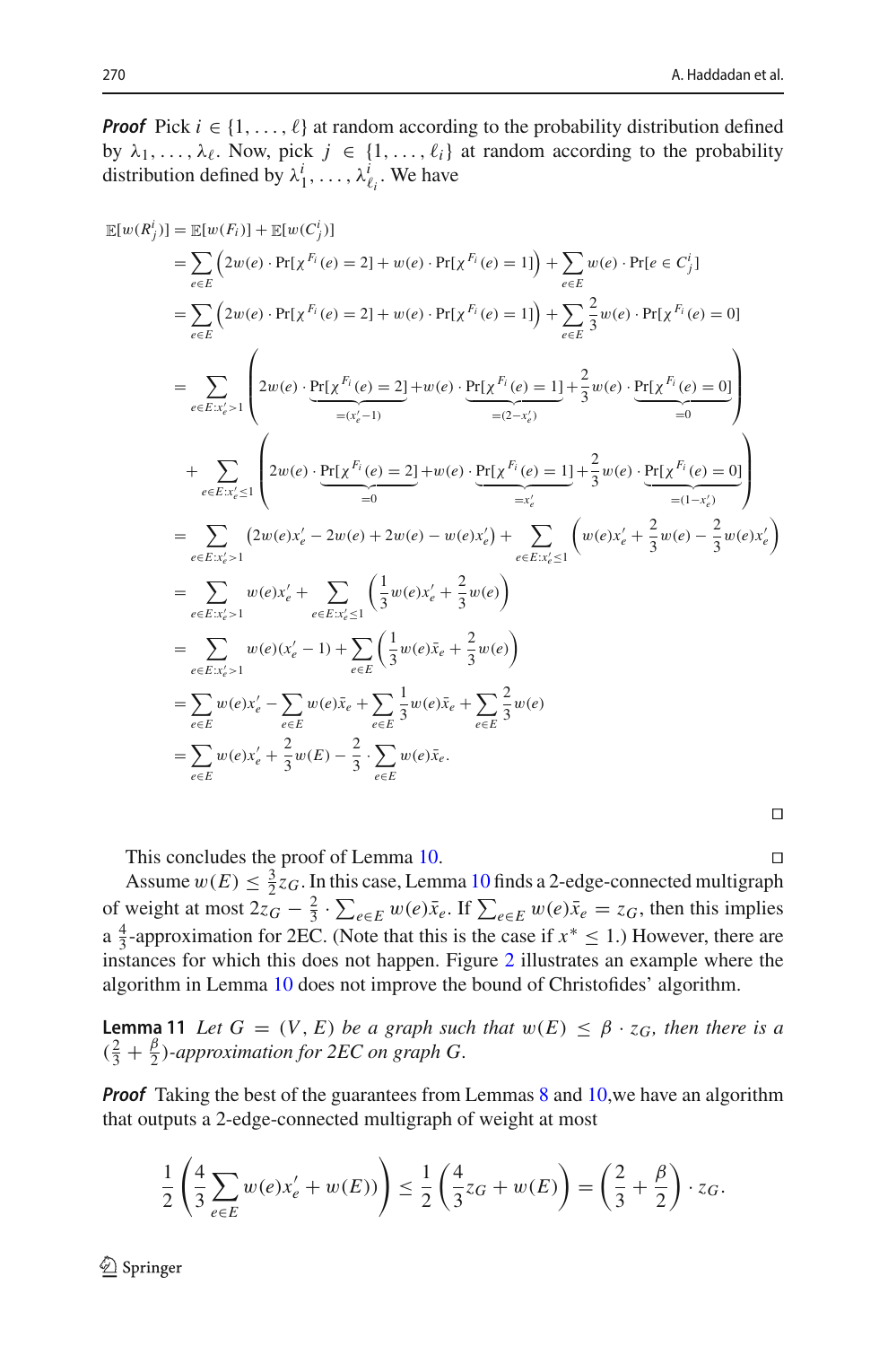***Proof*** Pick $i \in \{1, \ldots, \ell\}$ at random according to the probability distribution defined by $\lambda_1, \ldots, \lambda_\ell$. Now, pick $j \in \{1, \ldots, \ell_i\}$ at random according to the probability distribution defined by $\lambda^i_1, \ldots, \lambda^i_{\ell_i}$. We have

$$
\begin{aligned}
\mathbb{E}[w(R^i_j)] &= \mathbb{E}[w(F_i)] + \mathbb{E}[w(C^i_j)] \\
&= \sum_{e \in E} \Big( 2w(e) \cdot \Pr[\chi^{F_i}(e) = 2] + w(e) \cdot \Pr[\chi^{F_i}(e) = 1] \Big) + \sum_{e \in E} w(e) \cdot \Pr[e \in C^i_j] \\
&= \sum_{e \in E} \Big( 2w(e) \cdot \Pr[\chi^{F_i}(e) = 2] + w(e) \cdot \Pr[\chi^{F_i}(e) = 1] \Big) + \sum_{e \in E} \frac{2}{3} w(e) \cdot \Pr[\chi^{F_i}(e) = 0] \\
&= \sum_{e \in E : x'_e > 1} \left( 2w(e) \cdot \underbrace{\Pr[\chi^{F_i}(e) = 2]}_{=(x'_e - 1)} + w(e) \cdot \underbrace{\Pr[\chi^{F_i}(e) = 1]}_{=(2 - x'_e)} + \frac{2}{3} w(e) \cdot \underbrace{\Pr[\chi^{F_i}(e) = 0]}_{=0} \right) \\
&\quad + \sum_{e \in E : x'_e \le 1} \left( 2w(e) \cdot \underbrace{\Pr[\chi^{F_i}(e) = 2]}_{=0} + w(e) \cdot \underbrace{\Pr[\chi^{F_i}(e) = 1]}_{=x'_e} + \frac{2}{3} w(e) \cdot \underbrace{\Pr[\chi^{F_i}(e) = 0]}_{=(1 - x'_e)} \right) \\
&= \sum_{e \in E : x'_e > 1} \left( 2w(e)x'_e - 2w(e) + 2w(e) - w(e)x'_e \right) + \sum_{e \in E : x'_e \le 1} \left( w(e)x'_e + \frac{2}{3} w(e) - \frac{2}{3} w(e)x'_e \right) \\
&= \sum_{e \in E : x'_e > 1} w(e)x'_e + \sum_{e \in E : x'_e \le 1} \left( \frac{1}{3} w(e)x'_e + \frac{2}{3} w(e) \right) \\
&= \sum_{e \in E : x'_e > 1} w(e)(x'_e - 1) + \sum_{e \in E} \left( \frac{1}{3} w(e)\bar{x}_e + \frac{2}{3} w(e) \right) \\
&= \sum_{e \in E} w(e)x'_e - \sum_{e \in E} w(e)\bar{x}_e + \sum_{e \in E} \frac{1}{3} w(e)\bar{x}_e + \sum_{e \in E} \frac{2}{3} w(e) \\
&= \sum_{e \in E} w(e)x'_e + \frac{2}{3} w(E) - \frac{2}{3} \cdot \sum_{e \in E} w(e)\bar{x}_e.
\end{aligned}
$$

□

This concludes the proof of Lemma 10. □

Assume $w(E) \le \frac{3}{2} z_G$. In this case, Lemma 10 finds a 2-edge-connected multigraph of weight at most $2z_G - \frac{2}{3} \cdot \sum_{e \in E} w(e)\bar{x}_e$. If $\sum_{e \in E} w(e)\bar{x}_e = z_G$, then this implies a $\frac{4}{3}$-approximation for 2EC. (Note that this is the case if $x^* \le 1$.) However, there are instances for which this does not happen. Figure 2 illustrates an example where the algorithm in Lemma 10 does not improve the bound of Christofides' algorithm.

**Lemma 11** *Let $G = (V, E)$ be a graph such that $w(E) \le \beta \cdot z_G$, then there is a $(\frac{2}{3} + \frac{\beta}{2})$-approximation for 2EC on graph $G$.*

***Proof*** Taking the best of the guarantees from Lemmas 8 and 10,we have an algorithm that outputs a 2-edge-connected multigraph of weight at most

$$
\frac{1}{2} \left( \frac{4}{3} \sum_{e \in E} w(e)x'_e + w(E) \right) \le \frac{1}{2} \left( \frac{4}{3} z_G + w(E) \right) = \left( \frac{2}{3} + \frac{\beta}{2} \right) \cdot z_G.
$$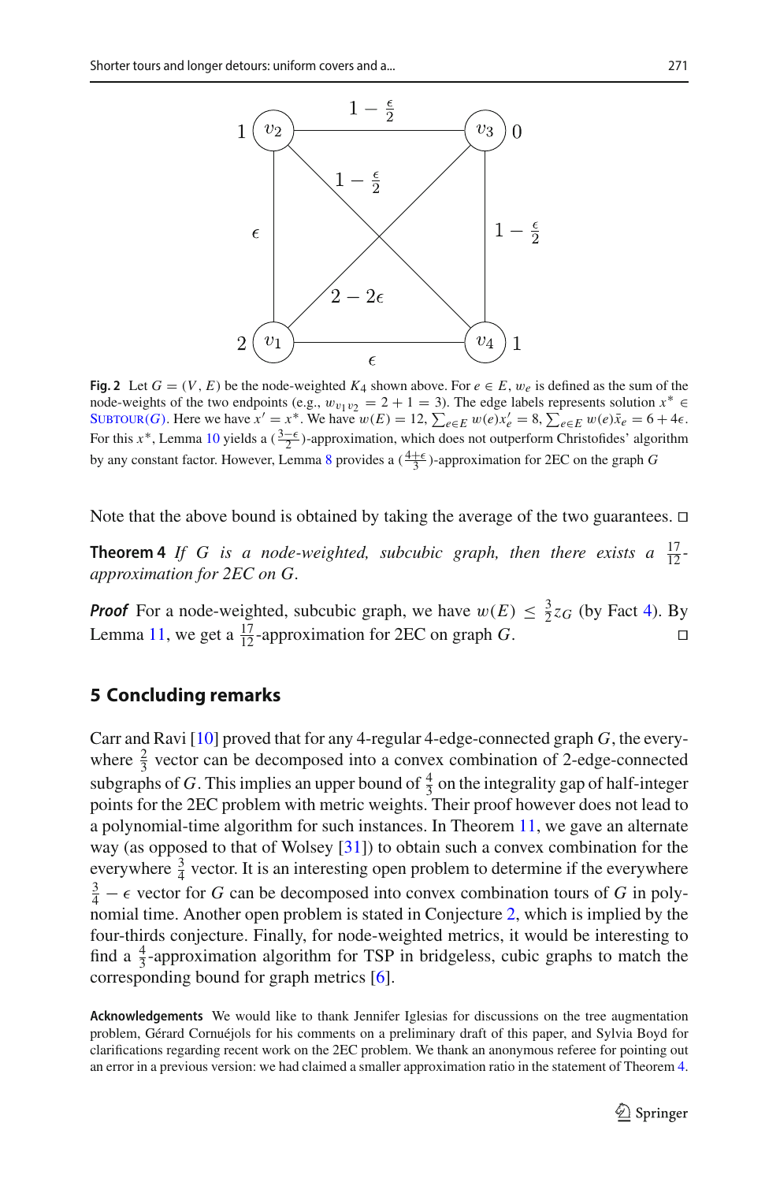**Fig. 2** Let $G = (V, E)$ be the node-weighted $K_4$ shown above. For $e \in E$, $w_e$ is defined as the sum of the node-weights of the two endpoints (e.g., $w_{v_1 v_2} = 2 + 1 = 3$). The edge labels represents solution $x^* \in$ SUBTOUR($G$). Here we have $x' = x^*$. We have $w(E) = 12$, $\sum_{e \in E} w(e) x'_e = 8$, $\sum_{e \in E} w(e) \bar{x}_e = 6 + 4\epsilon$. For this $x^*$, Lemma 10 yields a $(\frac{3-\epsilon}{2})$-approximation, which does not outperform Christofides' algorithm by any constant factor. However, Lemma 8 provides a $(\frac{4+\epsilon}{3})$-approximation for 2EC on the graph $G$

Note that the above bound is obtained by taking the average of the two guarantees. □

**Theorem 4** *If $G$ is a node-weighted, subcubic graph, then there exists a $\frac{17}{12}$-approximation for 2EC on $G$.*

***Proof*** For a node-weighted, subcubic graph, we have $w(E) \leq \frac{3}{2} z_G$ (by Fact 4). By Lemma 11, we get a $\frac{17}{12}$-approximation for 2EC on graph $G$. □

## 5 Concluding remarks

Carr and Ravi [10] proved that for any 4-regular 4-edge-connected graph $G$, the everywhere $\frac{2}{3}$ vector can be decomposed into a convex combination of 2-edge-connected subgraphs of $G$. This implies an upper bound of $\frac{4}{3}$ on the integrality gap of half-integer points for the 2EC problem with metric weights. Their proof however does not lead to a polynomial-time algorithm for such instances. In Theorem 11, we gave an alternate way (as opposed to that of Wolsey [31]) to obtain such a convex combination for the everywhere $\frac{3}{4}$ vector. It is an interesting open problem to determine if the everywhere $\frac{3}{4} - \epsilon$ vector for $G$ can be decomposed into convex combination tours of $G$ in polynomial time. Another open problem is stated in Conjecture 2, which is implied by the four-thirds conjecture. Finally, for node-weighted metrics, it would be interesting to find a $\frac{4}{3}$-approximation algorithm for TSP in bridgeless, cubic graphs to match the corresponding bound for graph metrics [6].

**Acknowledgements** We would like to thank Jennifer Iglesias for discussions on the tree augmentation problem, Gérard Cornuéjols for his comments on a preliminary draft of this paper, and Sylvia Boyd for clarifications regarding recent work on the 2EC problem. We thank an anonymous referee for pointing out an error in a previous version: we had claimed a smaller approximation ratio in the statement of Theorem 4.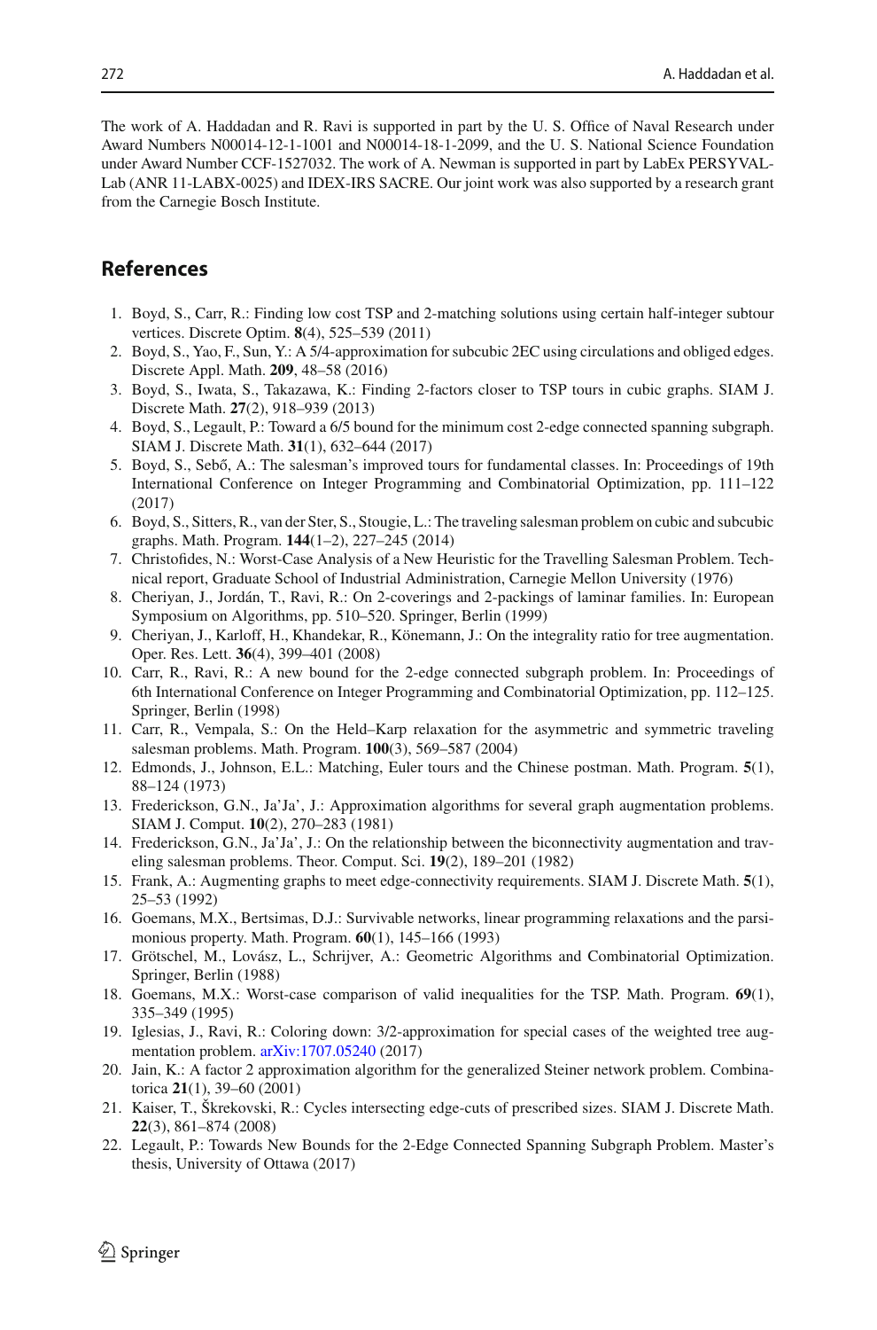The work of A. Haddadan and R. Ravi is supported in part by the U. S. Office of Naval Research under Award Numbers N00014-12-1-1001 and N00014-18-1-2099, and the U. S. National Science Foundation under Award Number CCF-1527032. The work of A. Newman is supported in part by LabEx PERSYVAL-Lab (ANR 11-LABX-0025) and IDEX-IRS SACRE. Our joint work was also supported by a research grant from the Carnegie Bosch Institute.

## References

1. Boyd, S., Carr, R.: Finding low cost TSP and 2-matching solutions using certain half-integer subtour vertices. Discrete Optim. **8**(4), 525–539 (2011)
2. Boyd, S., Yao, F., Sun, Y.: A 5/4-approximation for subcubic 2EC using circulations and obliged edges. Discrete Appl. Math. **209**, 48–58 (2016)
3. Boyd, S., Iwata, S., Takazawa, K.: Finding 2-factors closer to TSP tours in cubic graphs. SIAM J. Discrete Math. **27**(2), 918–939 (2013)
4. Boyd, S., Legault, P.: Toward a 6/5 bound for the minimum cost 2-edge connected spanning subgraph. SIAM J. Discrete Math. **31**(1), 632–644 (2017)
5. Boyd, S., Sebő, A.: The salesman's improved tours for fundamental classes. In: Proceedings of 19th International Conference on Integer Programming and Combinatorial Optimization, pp. 111–122 (2017)
6. Boyd, S., Sitters, R., van der Ster, S., Stougie, L.: The traveling salesman problem on cubic and subcubic graphs. Math. Program. **144**(1–2), 227–245 (2014)
7. Christofides, N.: Worst-Case Analysis of a New Heuristic for the Travelling Salesman Problem. Technical report, Graduate School of Industrial Administration, Carnegie Mellon University (1976)
8. Cheriyan, J., Jordán, T., Ravi, R.: On 2-coverings and 2-packings of laminar families. In: European Symposium on Algorithms, pp. 510–520. Springer, Berlin (1999)
9. Cheriyan, J., Karloff, H., Khandekar, R., Könemann, J.: On the integrality ratio for tree augmentation. Oper. Res. Lett. **36**(4), 399–401 (2008)
10. Carr, R., Ravi, R.: A new bound for the 2-edge connected subgraph problem. In: Proceedings of 6th International Conference on Integer Programming and Combinatorial Optimization, pp. 112–125. Springer, Berlin (1998)
11. Carr, R., Vempala, S.: On the Held–Karp relaxation for the asymmetric and symmetric traveling salesman problems. Math. Program. **100**(3), 569–587 (2004)
12. Edmonds, J., Johnson, E.L.: Matching, Euler tours and the Chinese postman. Math. Program. **5**(1), 88–124 (1973)
13. Frederickson, G.N., Ja'Ja', J.: Approximation algorithms for several graph augmentation problems. SIAM J. Comput. **10**(2), 270–283 (1981)
14. Frederickson, G.N., Ja'Ja', J.: On the relationship between the biconnectivity augmentation and traveling salesman problems. Theor. Comput. Sci. **19**(2), 189–201 (1982)
15. Frank, A.: Augmenting graphs to meet edge-connectivity requirements. SIAM J. Discrete Math. **5**(1), 25–53 (1992)
16. Goemans, M.X., Bertsimas, D.J.: Survivable networks, linear programming relaxations and the parsimonious property. Math. Program. **60**(1), 145–166 (1993)
17. Grötschel, M., Lovász, L., Schrijver, A.: Geometric Algorithms and Combinatorial Optimization. Springer, Berlin (1988)
18. Goemans, M.X.: Worst-case comparison of valid inequalities for the TSP. Math. Program. **69**(1), 335–349 (1995)
19. Iglesias, J., Ravi, R.: Coloring down: 3/2-approximation for special cases of the weighted tree augmentation problem. arXiv:1707.05240 (2017)
20. Jain, K.: A factor 2 approximation algorithm for the generalized Steiner network problem. Combinatorica **21**(1), 39–60 (2001)
21. Kaiser, T., Škrekovski, R.: Cycles intersecting edge-cuts of prescribed sizes. SIAM J. Discrete Math. **22**(3), 861–874 (2008)
22. Legault, P.: Towards New Bounds for the 2-Edge Connected Spanning Subgraph Problem. Master's thesis, University of Ottawa (2017)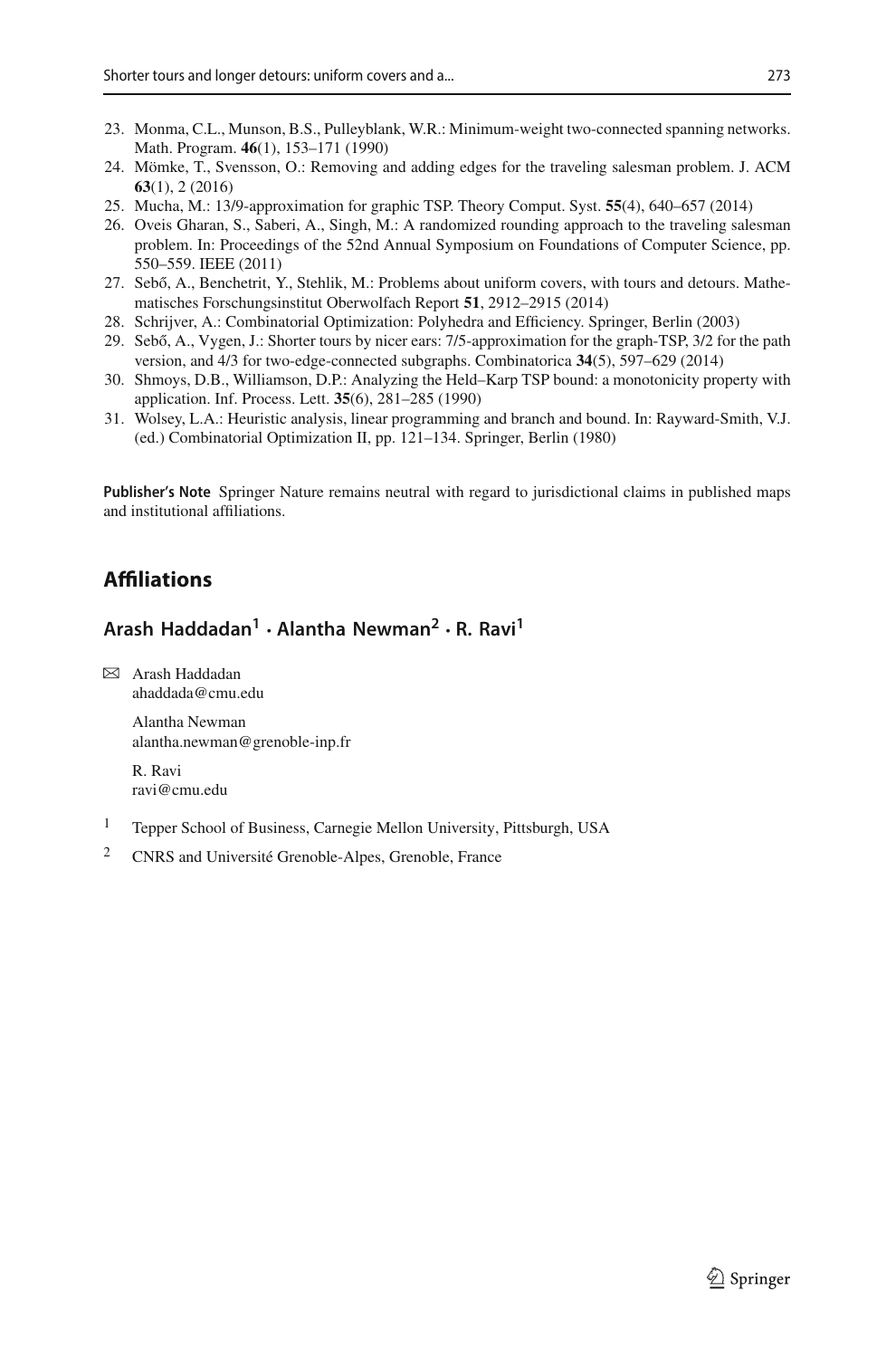23. Monma, C.L., Munson, B.S., Pulleyblank, W.R.: Minimum-weight two-connected spanning networks. Math. Program. **46**(1), 153–171 (1990)
24. Mömke, T., Svensson, O.: Removing and adding edges for the traveling salesman problem. J. ACM **63**(1), 2 (2016)
25. Mucha, M.: 13/9-approximation for graphic TSP. Theory Comput. Syst. **55**(4), 640–657 (2014)
26. Oveis Gharan, S., Saberi, A., Singh, M.: A randomized rounding approach to the traveling salesman problem. In: Proceedings of the 52nd Annual Symposium on Foundations of Computer Science, pp. 550–559. IEEE (2011)
27. Sebő, A., Benchetrit, Y., Stehlik, M.: Problems about uniform covers, with tours and detours. Mathematisches Forschungsinstitut Oberwolfach Report **51**, 2912–2915 (2014)
28. Schrijver, A.: Combinatorial Optimization: Polyhedra and Efficiency. Springer, Berlin (2003)
29. Sebő, A., Vygen, J.: Shorter tours by nicer ears: 7/5-approximation for the graph-TSP, 3/2 for the path version, and 4/3 for two-edge-connected subgraphs. Combinatorica **34**(5), 597–629 (2014)
30. Shmoys, D.B., Williamson, D.P.: Analyzing the Held–Karp TSP bound: a monotonicity property with application. Inf. Process. Lett. **35**(6), 281–285 (1990)
31. Wolsey, L.A.: Heuristic analysis, linear programming and branch and bound. In: Rayward-Smith, V.J. (ed.) Combinatorial Optimization II, pp. 121–134. Springer, Berlin (1980)

**Publisher's Note** Springer Nature remains neutral with regard to jurisdictional claims in published maps and institutional affiliations.

## Affiliations

### Arash Haddadan[1] · Alantha Newman[2] · R. Ravi[1]

✉ Arash Haddadan
ahaddada@cmu.edu

Alantha Newman
alantha.newman@grenoble-inp.fr

R. Ravi
ravi@cmu.edu

[1] Tepper School of Business, Carnegie Mellon University, Pittsburgh, USA

[2] CNRS and Université Grenoble-Alpes, Grenoble, France